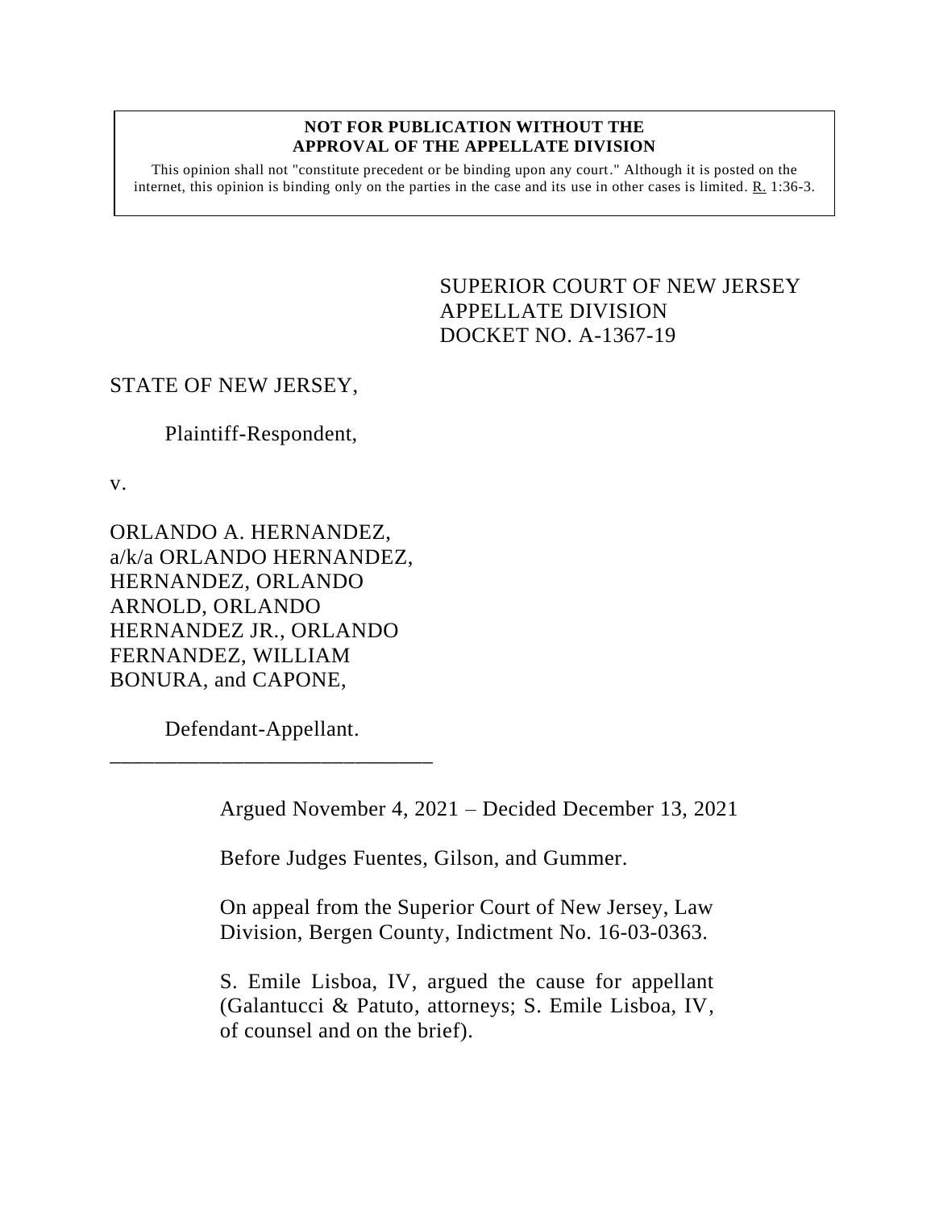**NOT FOR PUBLICATION WITHOUT THE APPROVAL OF THE APPELLATE DIVISION**

This opinion shall not "constitute precedent or be binding upon any court." Although it is posted on the internet, this opinion is binding only on the parties in the case and its use in other cases is limited. R. 1:36-3.

SUPERIOR COURT OF NEW JERSEY
APPELLATE DIVISION
DOCKET NO. A-1367-19

STATE OF NEW JERSEY,

Plaintiff-Respondent,

v.

ORLANDO A. HERNANDEZ, a/k/a ORLANDO HERNANDEZ, HERNANDEZ, ORLANDO ARNOLD, ORLANDO HERNANDEZ JR., ORLANDO FERNANDEZ, WILLIAM BONURA, and CAPONE,

Defendant-Appellant.

\_\_\_\_\_\_\_\_\_\_\_\_\_\_\_\_\_\_\_\_\_\_\_\_\_\_\_\_\_\_

Argued November 4, 2021 – Decided December 13, 2021

Before Judges Fuentes, Gilson, and Gummer.

On appeal from the Superior Court of New Jersey, Law Division, Bergen County, Indictment No. 16-03-0363.

S. Emile Lisboa, IV, argued the cause for appellant (Galantucci & Patuto, attorneys; S. Emile Lisboa, IV, of counsel and on the brief).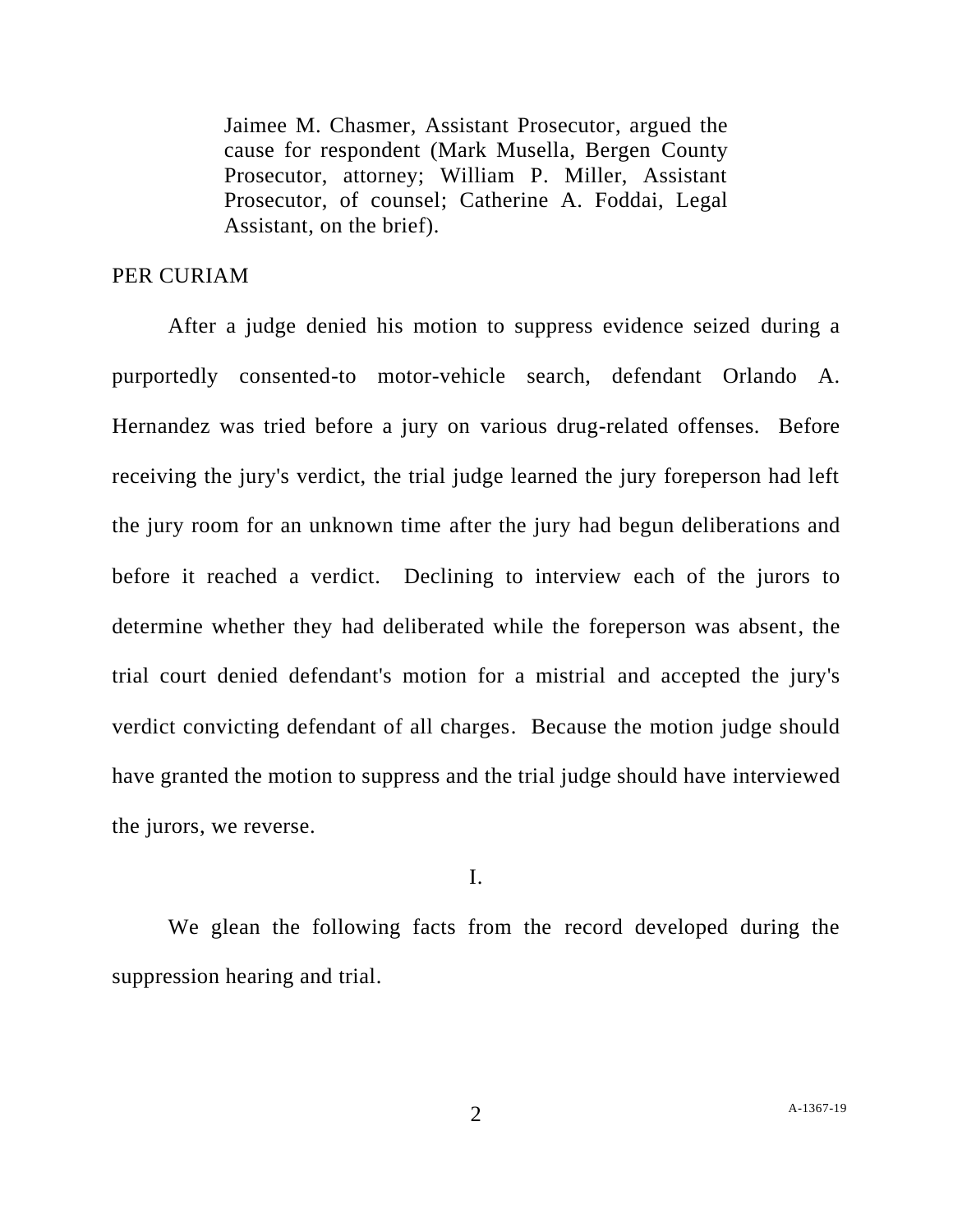Jaimee M. Chasmer, Assistant Prosecutor, argued the cause for respondent (Mark Musella, Bergen County Prosecutor, attorney; William P. Miller, Assistant Prosecutor, of counsel; Catherine A. Foddai, Legal Assistant, on the brief).

PER CURIAM

After a judge denied his motion to suppress evidence seized during a purportedly consented-to motor-vehicle search, defendant Orlando A. Hernandez was tried before a jury on various drug-related offenses. Before receiving the jury's verdict, the trial judge learned the jury foreperson had left the jury room for an unknown time after the jury had begun deliberations and before it reached a verdict. Declining to interview each of the jurors to determine whether they had deliberated while the foreperson was absent, the trial court denied defendant's motion for a mistrial and accepted the jury's verdict convicting defendant of all charges. Because the motion judge should have granted the motion to suppress and the trial judge should have interviewed the jurors, we reverse.

I.

We glean the following facts from the record developed during the suppression hearing and trial.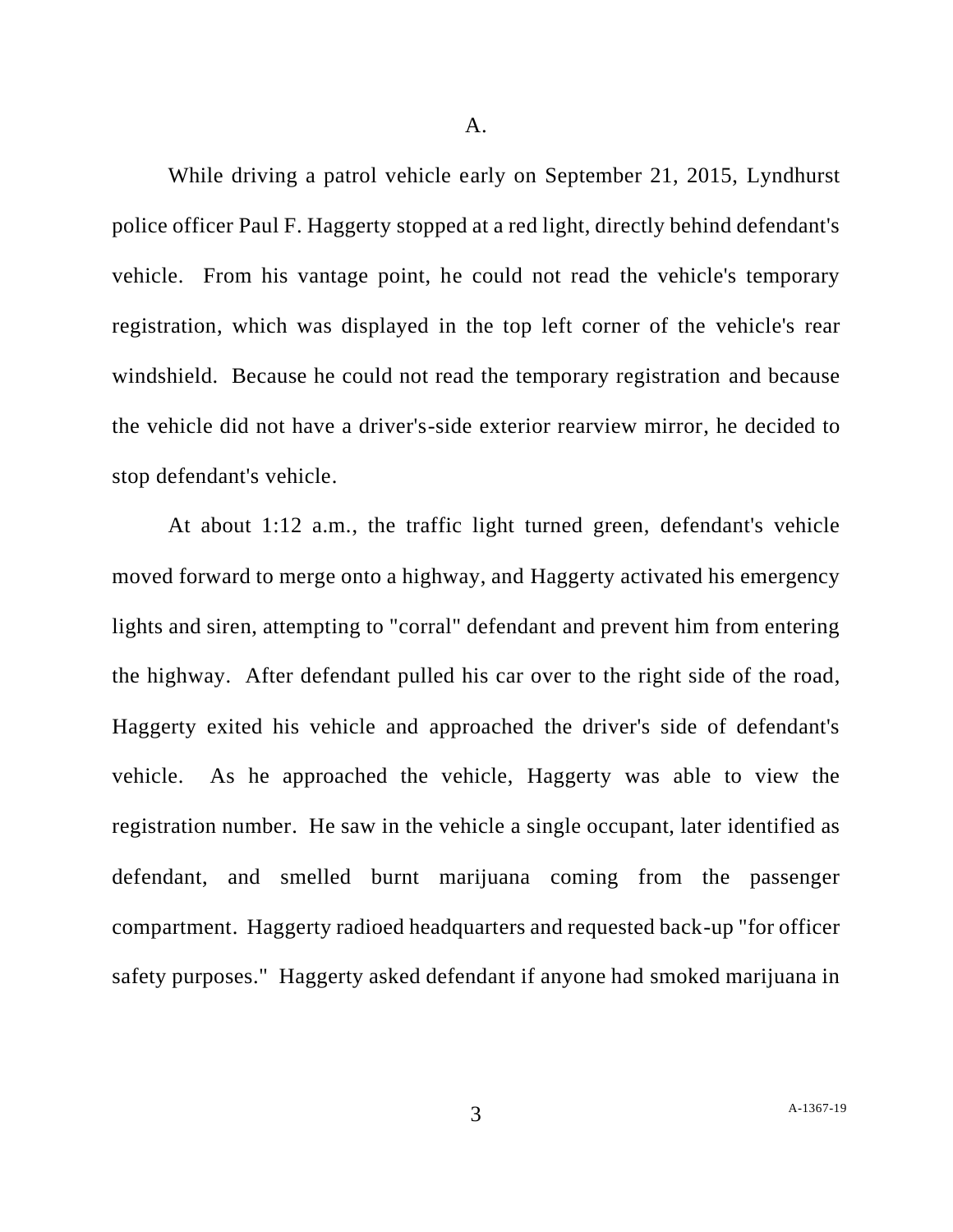A.

While driving a patrol vehicle early on September 21, 2015, Lyndhurst police officer Paul F. Haggerty stopped at a red light, directly behind defendant's vehicle. From his vantage point, he could not read the vehicle's temporary registration, which was displayed in the top left corner of the vehicle's rear windshield. Because he could not read the temporary registration and because the vehicle did not have a driver's-side exterior rearview mirror, he decided to stop defendant's vehicle.

At about 1:12 a.m., the traffic light turned green, defendant's vehicle moved forward to merge onto a highway, and Haggerty activated his emergency lights and siren, attempting to "corral" defendant and prevent him from entering the highway. After defendant pulled his car over to the right side of the road, Haggerty exited his vehicle and approached the driver's side of defendant's vehicle. As he approached the vehicle, Haggerty was able to view the registration number. He saw in the vehicle a single occupant, later identified as defendant, and smelled burnt marijuana coming from the passenger compartment. Haggerty radioed headquarters and requested back-up "for officer safety purposes." Haggerty asked defendant if anyone had smoked marijuana in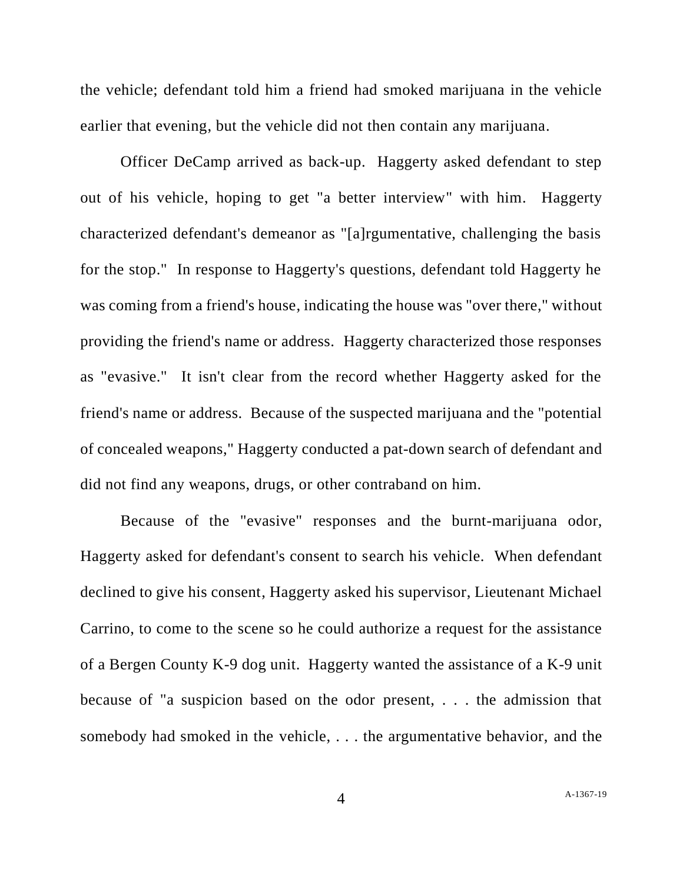the vehicle; defendant told him a friend had smoked marijuana in the vehicle earlier that evening, but the vehicle did not then contain any marijuana.

Officer DeCamp arrived as back-up. Haggerty asked defendant to step out of his vehicle, hoping to get "a better interview" with him. Haggerty characterized defendant's demeanor as "[a]rgumentative, challenging the basis for the stop." In response to Haggerty's questions, defendant told Haggerty he was coming from a friend's house, indicating the house was "over there," without providing the friend's name or address. Haggerty characterized those responses as "evasive." It isn't clear from the record whether Haggerty asked for the friend's name or address. Because of the suspected marijuana and the "potential of concealed weapons," Haggerty conducted a pat-down search of defendant and did not find any weapons, drugs, or other contraband on him.

Because of the "evasive" responses and the burnt-marijuana odor, Haggerty asked for defendant's consent to search his vehicle. When defendant declined to give his consent, Haggerty asked his supervisor, Lieutenant Michael Carrino, to come to the scene so he could authorize a request for the assistance of a Bergen County K-9 dog unit. Haggerty wanted the assistance of a K-9 unit because of "a suspicion based on the odor present, . . . the admission that somebody had smoked in the vehicle, . . . the argumentative behavior, and the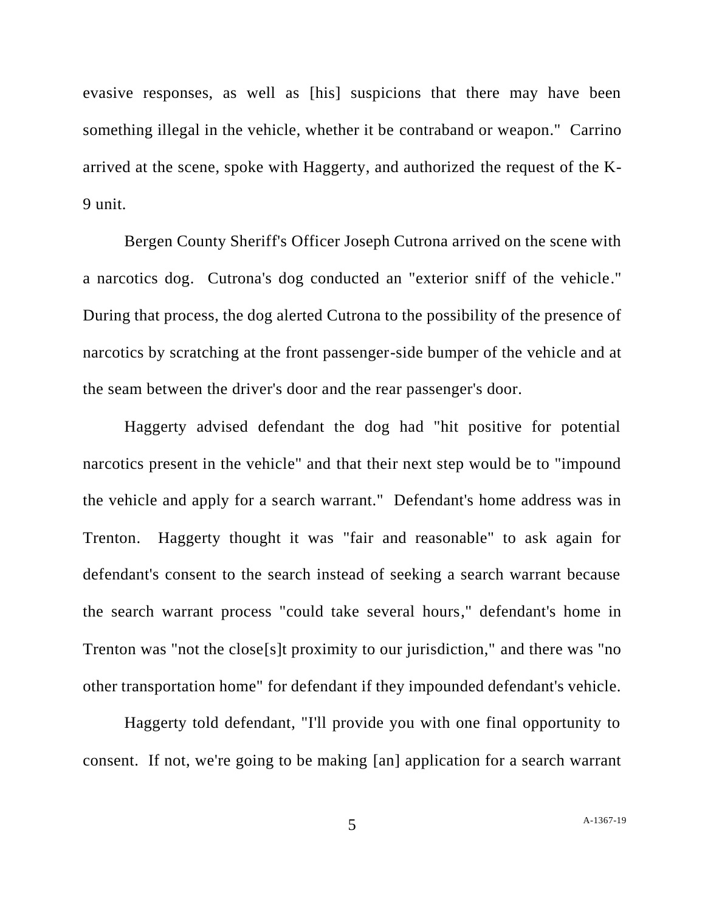evasive responses, as well as [his] suspicions that there may have been something illegal in the vehicle, whether it be contraband or weapon." Carrino arrived at the scene, spoke with Haggerty, and authorized the request of the K-9 unit.

Bergen County Sheriff's Officer Joseph Cutrona arrived on the scene with a narcotics dog. Cutrona's dog conducted an "exterior sniff of the vehicle." During that process, the dog alerted Cutrona to the possibility of the presence of narcotics by scratching at the front passenger-side bumper of the vehicle and at the seam between the driver's door and the rear passenger's door.

Haggerty advised defendant the dog had "hit positive for potential narcotics present in the vehicle" and that their next step would be to "impound the vehicle and apply for a search warrant." Defendant's home address was in Trenton. Haggerty thought it was "fair and reasonable" to ask again for defendant's consent to the search instead of seeking a search warrant because the search warrant process "could take several hours," defendant's home in Trenton was "not the close[s]t proximity to our jurisdiction," and there was "no other transportation home" for defendant if they impounded defendant's vehicle.

Haggerty told defendant, "I'll provide you with one final opportunity to consent. If not, we're going to be making [an] application for a search warrant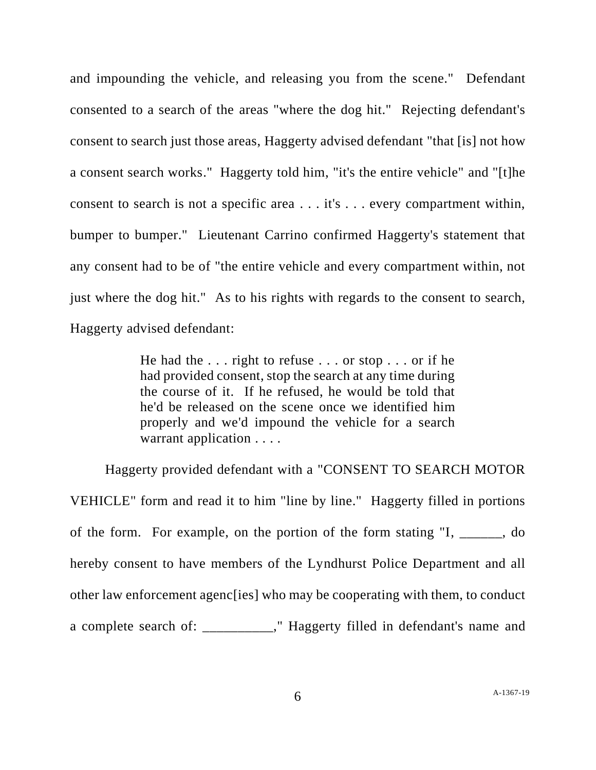and impounding the vehicle, and releasing you from the scene." Defendant consented to a search of the areas "where the dog hit." Rejecting defendant's consent to search just those areas, Haggerty advised defendant "that [is] not how a consent search works." Haggerty told him, "it's the entire vehicle" and "[t]he consent to search is not a specific area . . . it's . . . every compartment within, bumper to bumper." Lieutenant Carrino confirmed Haggerty's statement that any consent had to be of "the entire vehicle and every compartment within, not just where the dog hit." As to his rights with regards to the consent to search, Haggerty advised defendant:

> He had the . . . right to refuse . . . or stop . . . or if he had provided consent, stop the search at any time during the course of it. If he refused, he would be told that he'd be released on the scene once we identified him properly and we'd impound the vehicle for a search warrant application . . . .

Haggerty provided defendant with a "CONSENT TO SEARCH MOTOR VEHICLE" form and read it to him "line by line." Haggerty filled in portions of the form. For example, on the portion of the form stating "I, ______, do hereby consent to have members of the Lyndhurst Police Department and all other law enforcement agenc[ies] who may be cooperating with them, to conduct a complete search of: __________," Haggerty filled in defendant's name and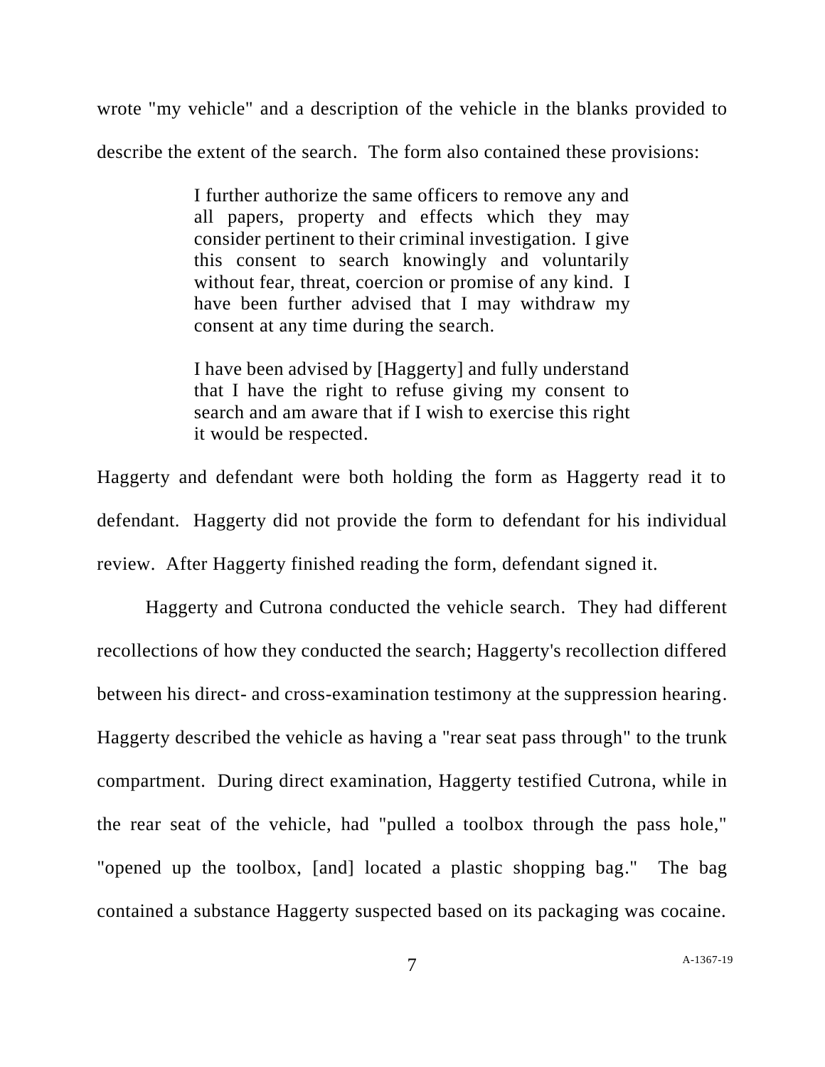wrote "my vehicle" and a description of the vehicle in the blanks provided to describe the extent of the search. The form also contained these provisions:

> I further authorize the same officers to remove any and all papers, property and effects which they may consider pertinent to their criminal investigation. I give this consent to search knowingly and voluntarily without fear, threat, coercion or promise of any kind. I have been further advised that I may withdraw my consent at any time during the search.
>
> I have been advised by [Haggerty] and fully understand that I have the right to refuse giving my consent to search and am aware that if I wish to exercise this right it would be respected.

Haggerty and defendant were both holding the form as Haggerty read it to defendant. Haggerty did not provide the form to defendant for his individual review. After Haggerty finished reading the form, defendant signed it.

Haggerty and Cutrona conducted the vehicle search. They had different recollections of how they conducted the search; Haggerty's recollection differed between his direct- and cross-examination testimony at the suppression hearing. Haggerty described the vehicle as having a "rear seat pass through" to the trunk compartment. During direct examination, Haggerty testified Cutrona, while in the rear seat of the vehicle, had "pulled a toolbox through the pass hole," "opened up the toolbox, [and] located a plastic shopping bag." The bag contained a substance Haggerty suspected based on its packaging was cocaine.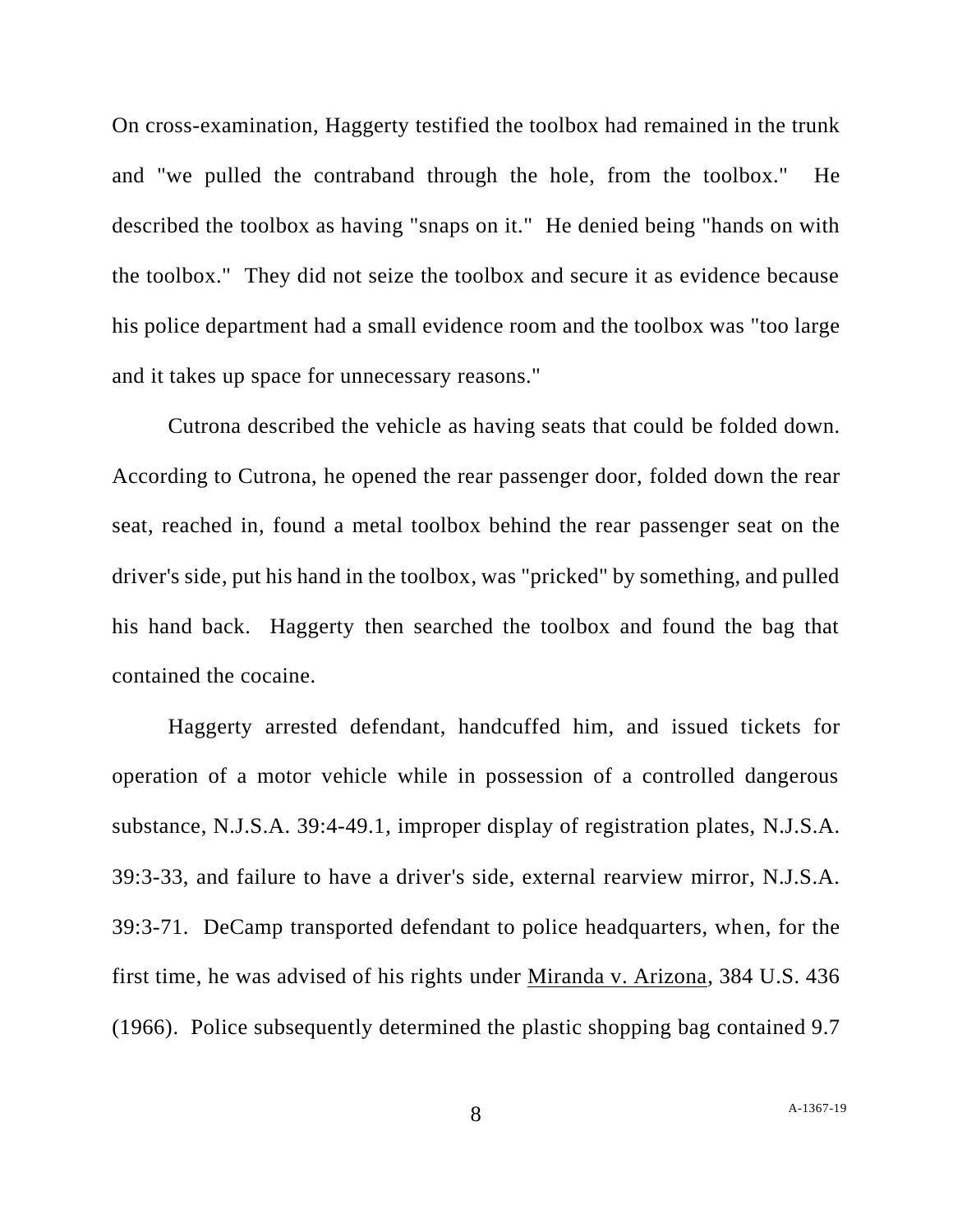On cross-examination, Haggerty testified the toolbox had remained in the trunk and "we pulled the contraband through the hole, from the toolbox." He described the toolbox as having "snaps on it." He denied being "hands on with the toolbox." They did not seize the toolbox and secure it as evidence because his police department had a small evidence room and the toolbox was "too large and it takes up space for unnecessary reasons."

Cutrona described the vehicle as having seats that could be folded down. According to Cutrona, he opened the rear passenger door, folded down the rear seat, reached in, found a metal toolbox behind the rear passenger seat on the driver's side, put his hand in the toolbox, was "pricked" by something, and pulled his hand back. Haggerty then searched the toolbox and found the bag that contained the cocaine.

Haggerty arrested defendant, handcuffed him, and issued tickets for operation of a motor vehicle while in possession of a controlled dangerous substance, N.J.S.A. 39:4-49.1, improper display of registration plates, N.J.S.A. 39:3-33, and failure to have a driver's side, external rearview mirror, N.J.S.A. 39:3-71. DeCamp transported defendant to police headquarters, when, for the first time, he was advised of his rights under Miranda v. Arizona, 384 U.S. 436 (1966). Police subsequently determined the plastic shopping bag contained 9.7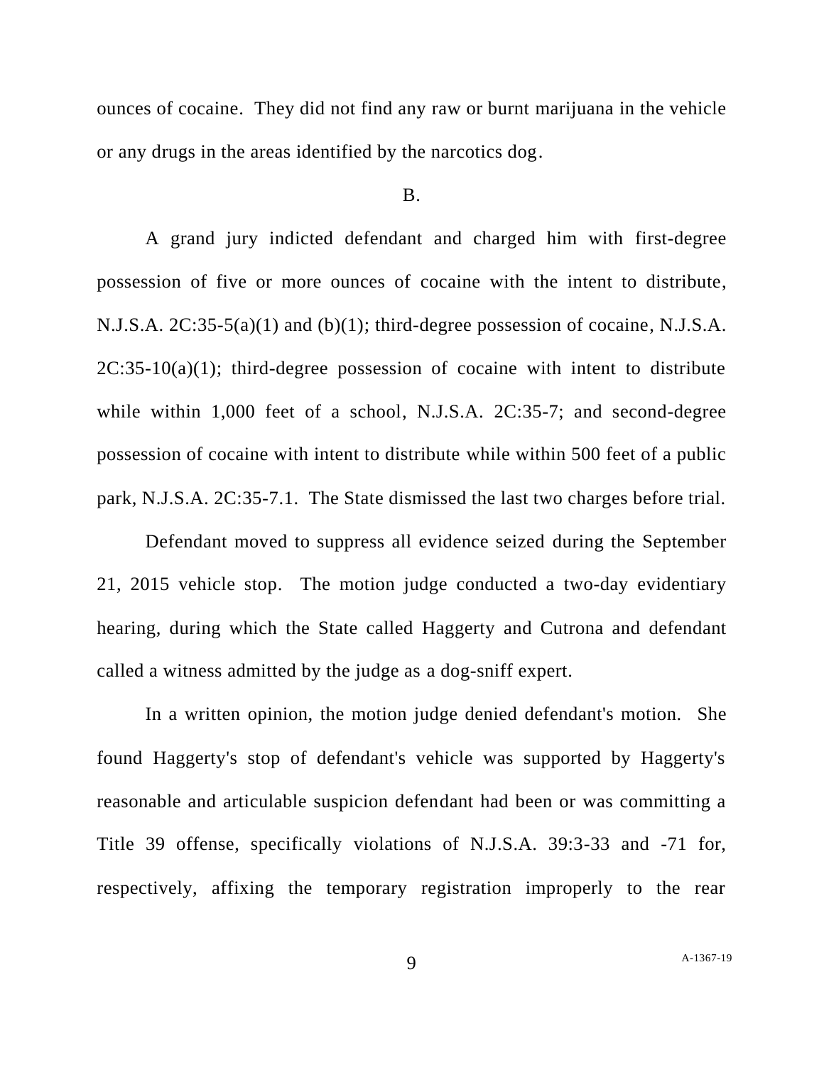ounces of cocaine. They did not find any raw or burnt marijuana in the vehicle or any drugs in the areas identified by the narcotics dog.

B.

A grand jury indicted defendant and charged him with first-degree possession of five or more ounces of cocaine with the intent to distribute, N.J.S.A. 2C:35-5(a)(1) and (b)(1); third-degree possession of cocaine, N.J.S.A. 2C:35-10(a)(1); third-degree possession of cocaine with intent to distribute while within 1,000 feet of a school, N.J.S.A. 2C:35-7; and second-degree possession of cocaine with intent to distribute while within 500 feet of a public park, N.J.S.A. 2C:35-7.1. The State dismissed the last two charges before trial.

Defendant moved to suppress all evidence seized during the September 21, 2015 vehicle stop. The motion judge conducted a two-day evidentiary hearing, during which the State called Haggerty and Cutrona and defendant called a witness admitted by the judge as a dog-sniff expert.

In a written opinion, the motion judge denied defendant's motion. She found Haggerty's stop of defendant's vehicle was supported by Haggerty's reasonable and articulable suspicion defendant had been or was committing a Title 39 offense, specifically violations of N.J.S.A. 39:3-33 and -71 for, respectively, affixing the temporary registration improperly to the rear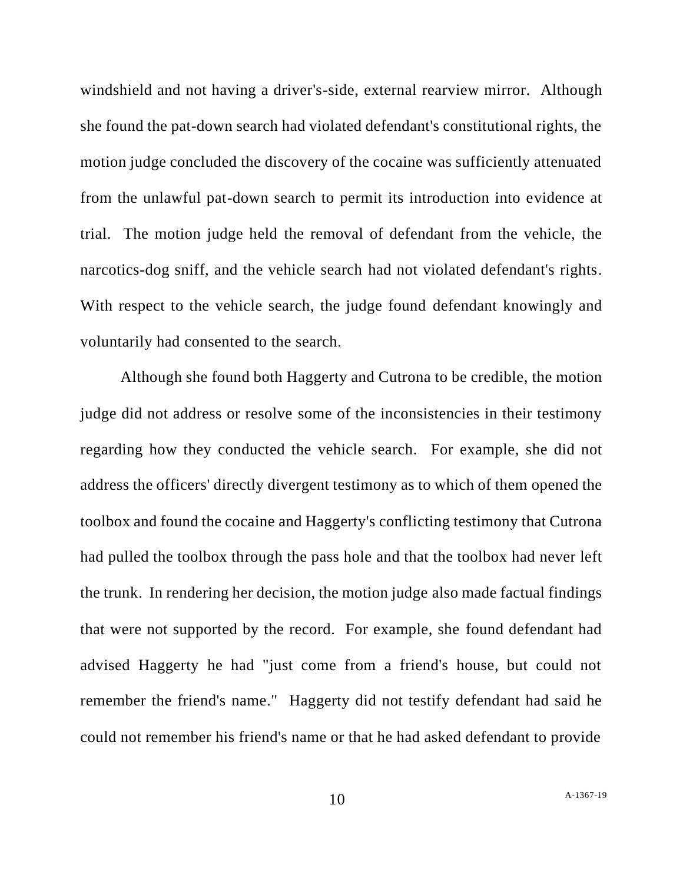windshield and not having a driver's-side, external rearview mirror. Although she found the pat-down search had violated defendant's constitutional rights, the motion judge concluded the discovery of the cocaine was sufficiently attenuated from the unlawful pat-down search to permit its introduction into evidence at trial. The motion judge held the removal of defendant from the vehicle, the narcotics-dog sniff, and the vehicle search had not violated defendant's rights. With respect to the vehicle search, the judge found defendant knowingly and voluntarily had consented to the search.

Although she found both Haggerty and Cutrona to be credible, the motion judge did not address or resolve some of the inconsistencies in their testimony regarding how they conducted the vehicle search. For example, she did not address the officers' directly divergent testimony as to which of them opened the toolbox and found the cocaine and Haggerty's conflicting testimony that Cutrona had pulled the toolbox through the pass hole and that the toolbox had never left the trunk. In rendering her decision, the motion judge also made factual findings that were not supported by the record. For example, she found defendant had advised Haggerty he had "just come from a friend's house, but could not remember the friend's name." Haggerty did not testify defendant had said he could not remember his friend's name or that he had asked defendant to provide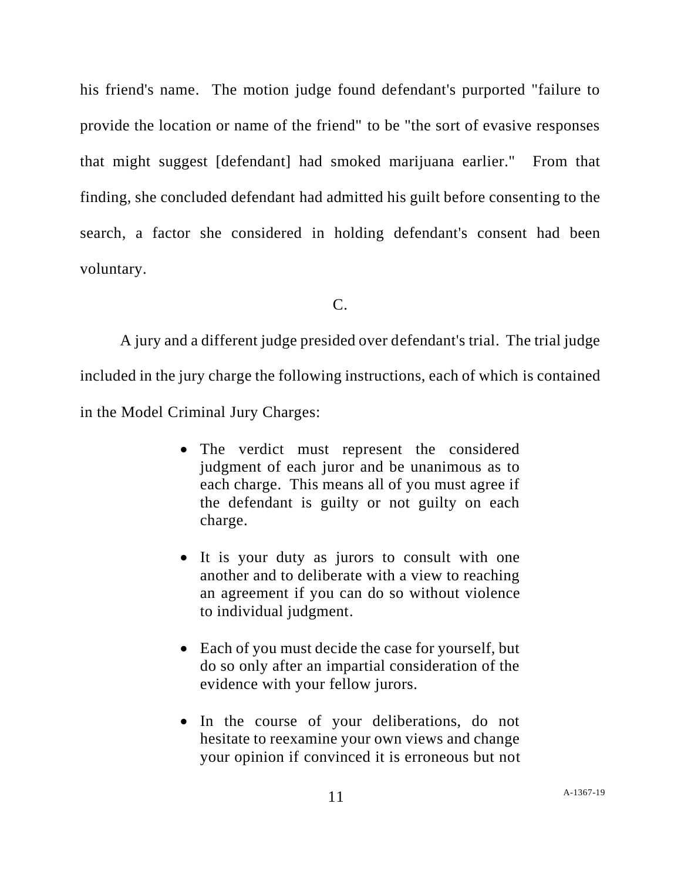his friend's name. The motion judge found defendant's purported "failure to provide the location or name of the friend" to be "the sort of evasive responses that might suggest [defendant] had smoked marijuana earlier." From that finding, she concluded defendant had admitted his guilt before consenting to the search, a factor she considered in holding defendant's consent had been voluntary.

C.

A jury and a different judge presided over defendant's trial. The trial judge included in the jury charge the following instructions, each of which is contained in the Model Criminal Jury Charges:

> - The verdict must represent the considered judgment of each juror and be unanimous as to each charge. This means all of you must agree if the defendant is guilty or not guilty on each charge.
>
> - It is your duty as jurors to consult with one another and to deliberate with a view to reaching an agreement if you can do so without violence to individual judgment.
>
> - Each of you must decide the case for yourself, but do so only after an impartial consideration of the evidence with your fellow jurors.
>
> - In the course of your deliberations, do not hesitate to reexamine your own views and change your opinion if convinced it is erroneous but not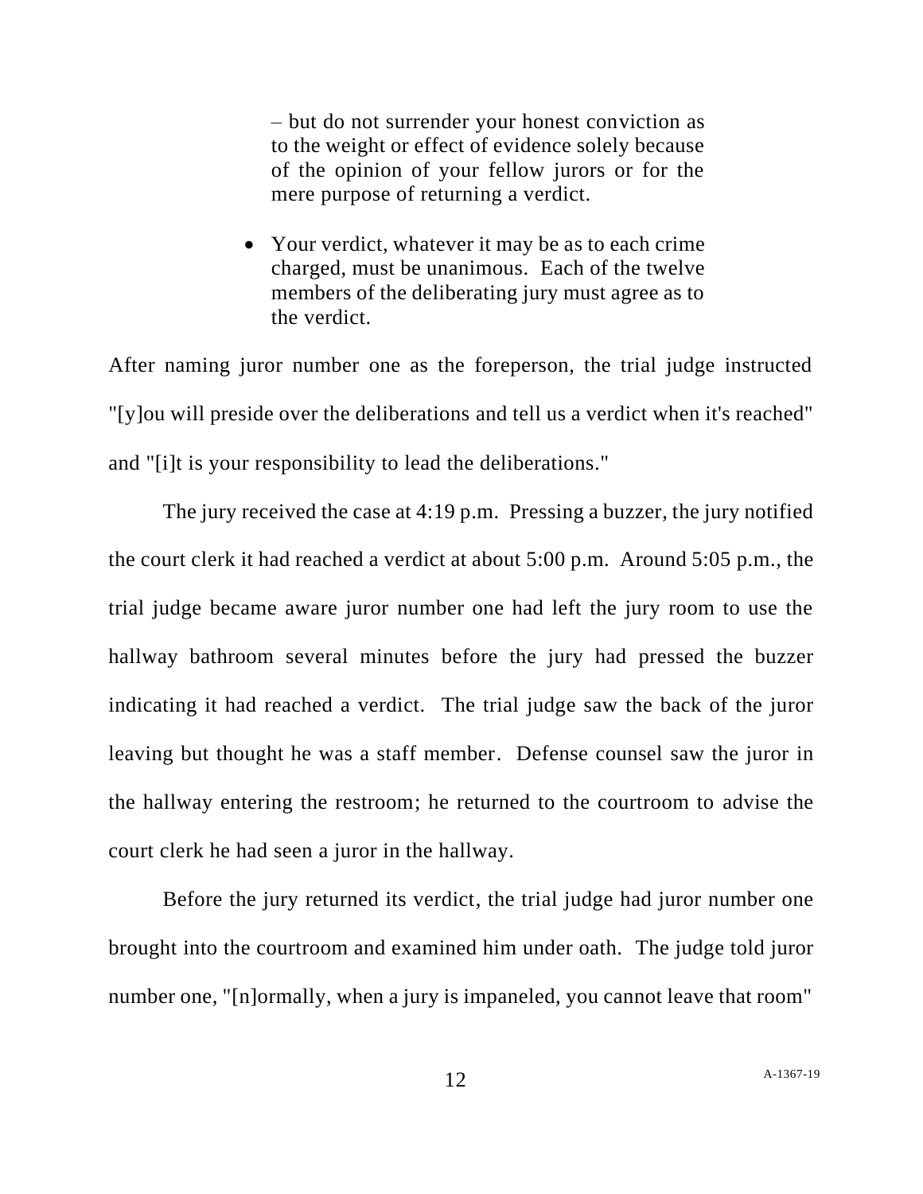> – but do not surrender your honest conviction as to the weight or effect of evidence solely because of the opinion of your fellow jurors or for the mere purpose of returning a verdict.
>
> - Your verdict, whatever it may be as to each crime charged, must be unanimous. Each of the twelve members of the deliberating jury must agree as to the verdict.

After naming juror number one as the foreperson, the trial judge instructed "[y]ou will preside over the deliberations and tell us a verdict when it's reached" and "[i]t is your responsibility to lead the deliberations."

The jury received the case at 4:19 p.m. Pressing a buzzer, the jury notified the court clerk it had reached a verdict at about 5:00 p.m. Around 5:05 p.m., the trial judge became aware juror number one had left the jury room to use the hallway bathroom several minutes before the jury had pressed the buzzer indicating it had reached a verdict. The trial judge saw the back of the juror leaving but thought he was a staff member. Defense counsel saw the juror in the hallway entering the restroom; he returned to the courtroom to advise the court clerk he had seen a juror in the hallway.

Before the jury returned its verdict, the trial judge had juror number one brought into the courtroom and examined him under oath. The judge told juror number one, "[n]ormally, when a jury is impaneled, you cannot leave that room"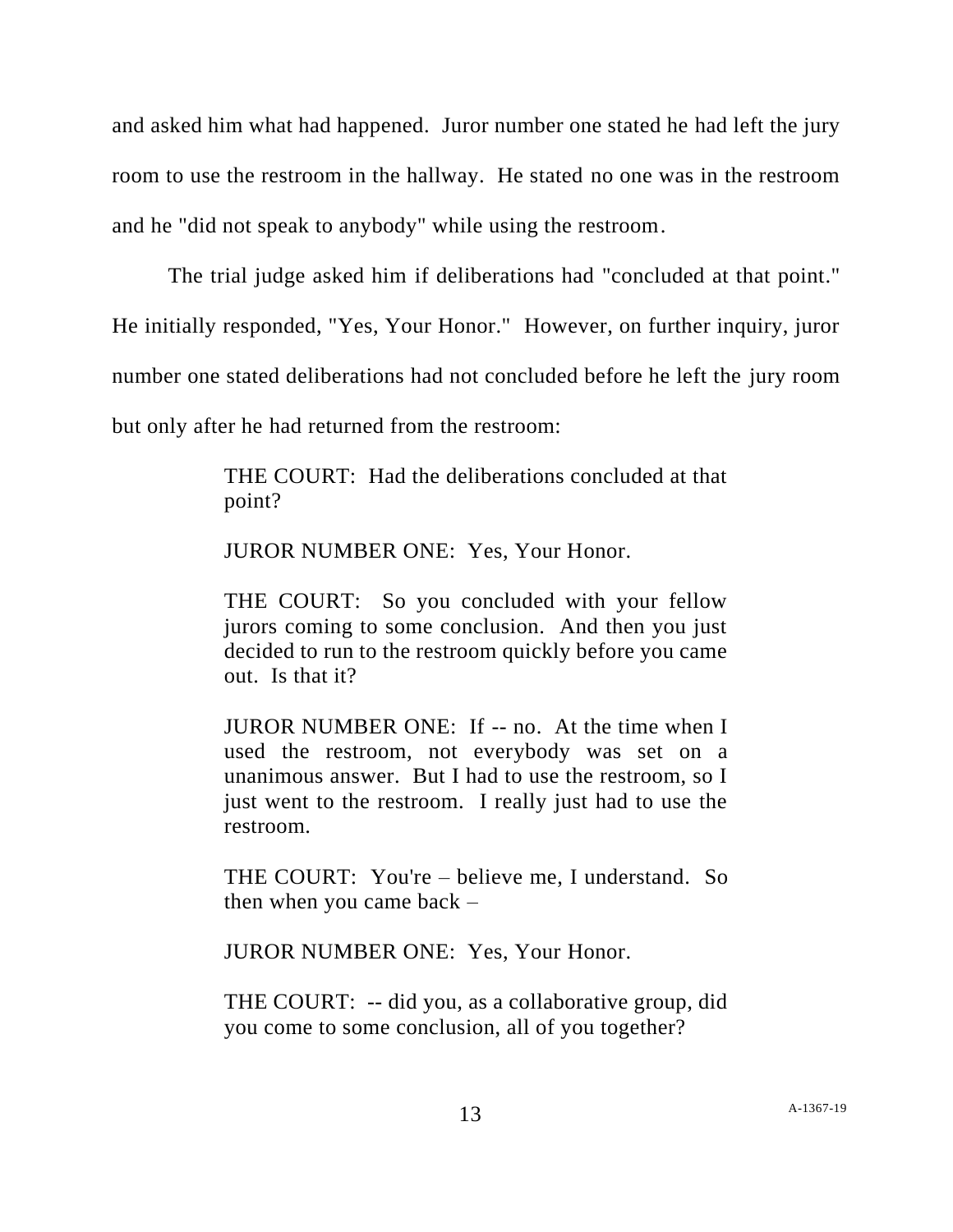and asked him what had happened. Juror number one stated he had left the jury room to use the restroom in the hallway. He stated no one was in the restroom and he "did not speak to anybody" while using the restroom.

The trial judge asked him if deliberations had "concluded at that point." He initially responded, "Yes, Your Honor." However, on further inquiry, juror number one stated deliberations had not concluded before he left the jury room but only after he had returned from the restroom:

> THE COURT: Had the deliberations concluded at that point?
>
> JUROR NUMBER ONE: Yes, Your Honor.
>
> THE COURT: So you concluded with your fellow jurors coming to some conclusion. And then you just decided to run to the restroom quickly before you came out. Is that it?
>
> JUROR NUMBER ONE: If -- no. At the time when I used the restroom, not everybody was set on a unanimous answer. But I had to use the restroom, so I just went to the restroom. I really just had to use the restroom.
>
> THE COURT: You're – believe me, I understand. So then when you came back –
>
> JUROR NUMBER ONE: Yes, Your Honor.
>
> THE COURT: -- did you, as a collaborative group, did you come to some conclusion, all of you together?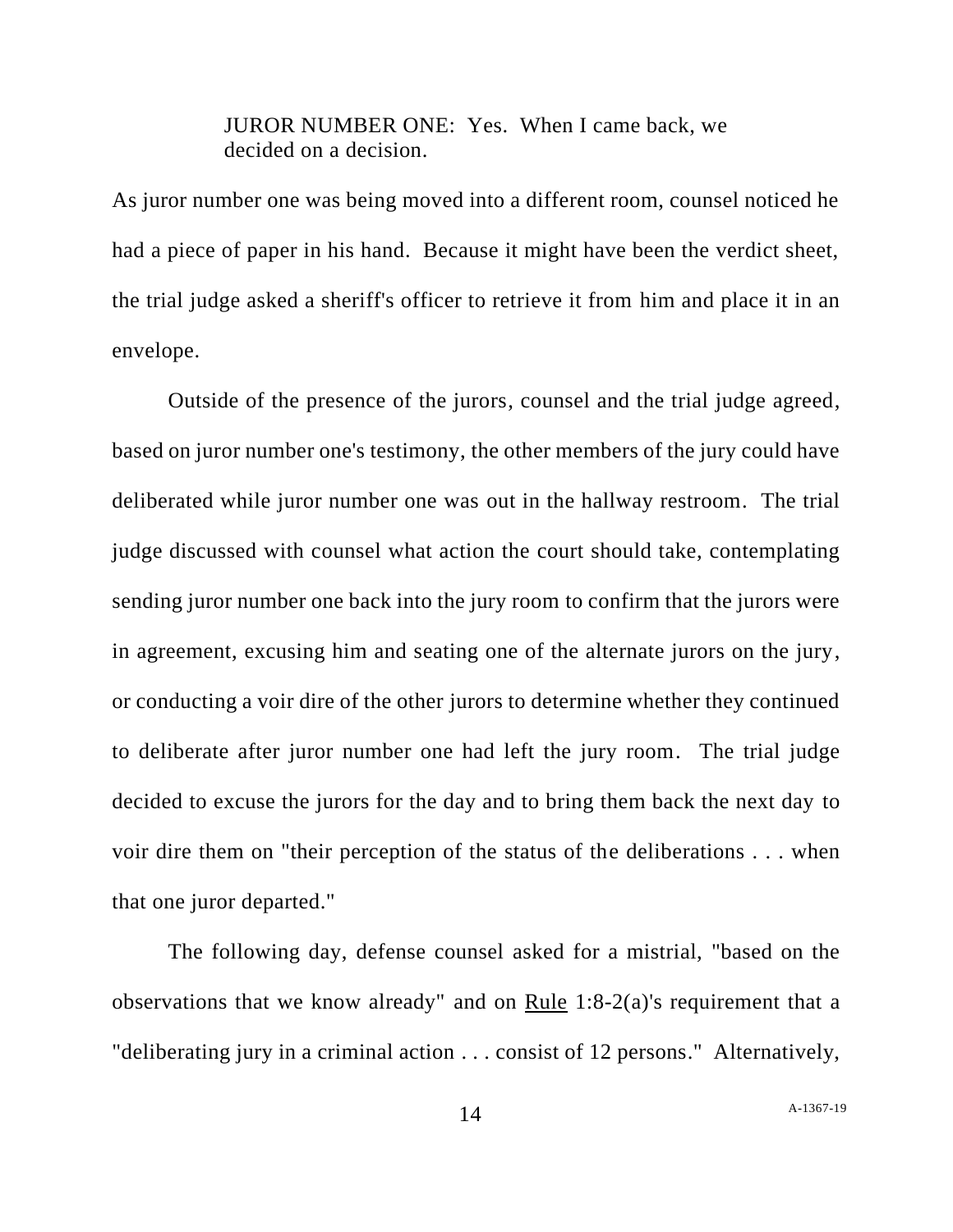> JUROR NUMBER ONE: Yes. When I came back, we decided on a decision.

As juror number one was being moved into a different room, counsel noticed he had a piece of paper in his hand. Because it might have been the verdict sheet, the trial judge asked a sheriff's officer to retrieve it from him and place it in an envelope.

Outside of the presence of the jurors, counsel and the trial judge agreed, based on juror number one's testimony, the other members of the jury could have deliberated while juror number one was out in the hallway restroom. The trial judge discussed with counsel what action the court should take, contemplating sending juror number one back into the jury room to confirm that the jurors were in agreement, excusing him and seating one of the alternate jurors on the jury, or conducting a voir dire of the other jurors to determine whether they continued to deliberate after juror number one had left the jury room. The trial judge decided to excuse the jurors for the day and to bring them back the next day to voir dire them on "their perception of the status of the deliberations . . . when that one juror departed."

The following day, defense counsel asked for a mistrial, "based on the observations that we know already" and on Rule 1:8-2(a)'s requirement that a "deliberating jury in a criminal action . . . consist of 12 persons." Alternatively,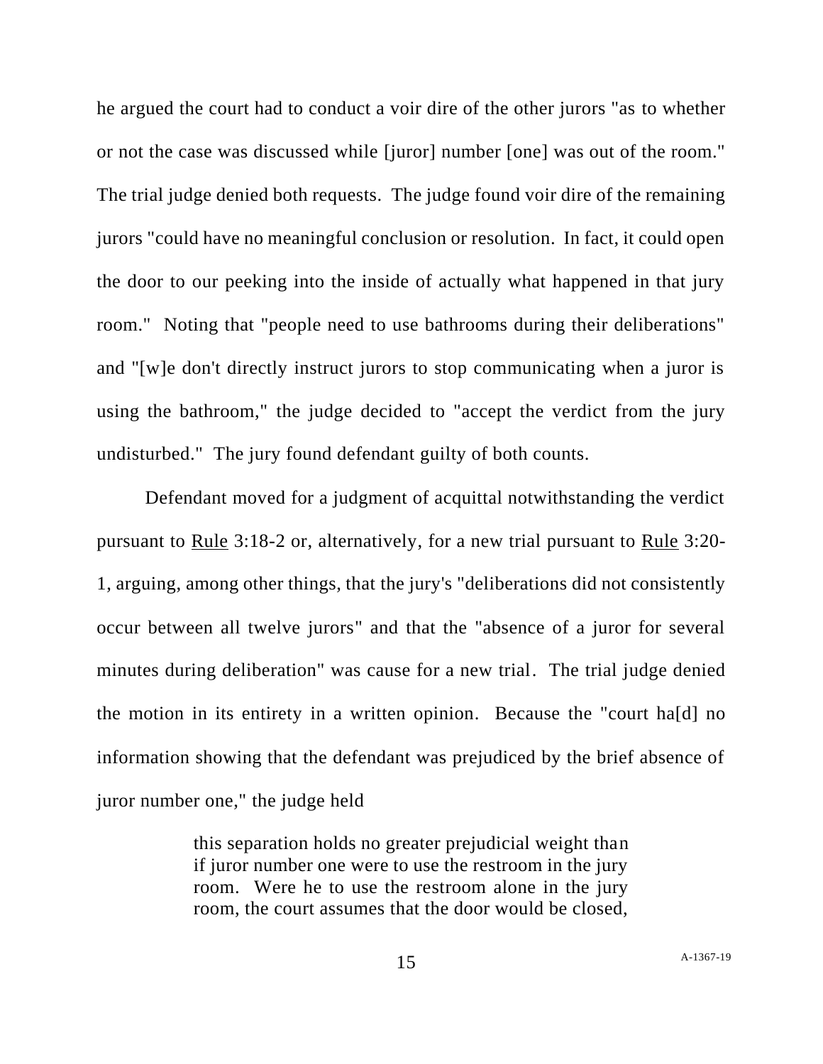he argued the court had to conduct a voir dire of the other jurors "as to whether or not the case was discussed while [juror] number [one] was out of the room." The trial judge denied both requests. The judge found voir dire of the remaining jurors "could have no meaningful conclusion or resolution. In fact, it could open the door to our peeking into the inside of actually what happened in that jury room." Noting that "people need to use bathrooms during their deliberations" and "[w]e don't directly instruct jurors to stop communicating when a juror is using the bathroom," the judge decided to "accept the verdict from the jury undisturbed." The jury found defendant guilty of both counts.

Defendant moved for a judgment of acquittal notwithstanding the verdict pursuant to Rule 3:18-2 or, alternatively, for a new trial pursuant to Rule 3:20-1, arguing, among other things, that the jury's "deliberations did not consistently occur between all twelve jurors" and that the "absence of a juror for several minutes during deliberation" was cause for a new trial. The trial judge denied the motion in its entirety in a written opinion. Because the "court ha[d] no information showing that the defendant was prejudiced by the brief absence of juror number one," the judge held

> this separation holds no greater prejudicial weight than if juror number one were to use the restroom in the jury room. Were he to use the restroom alone in the jury room, the court assumes that the door would be closed,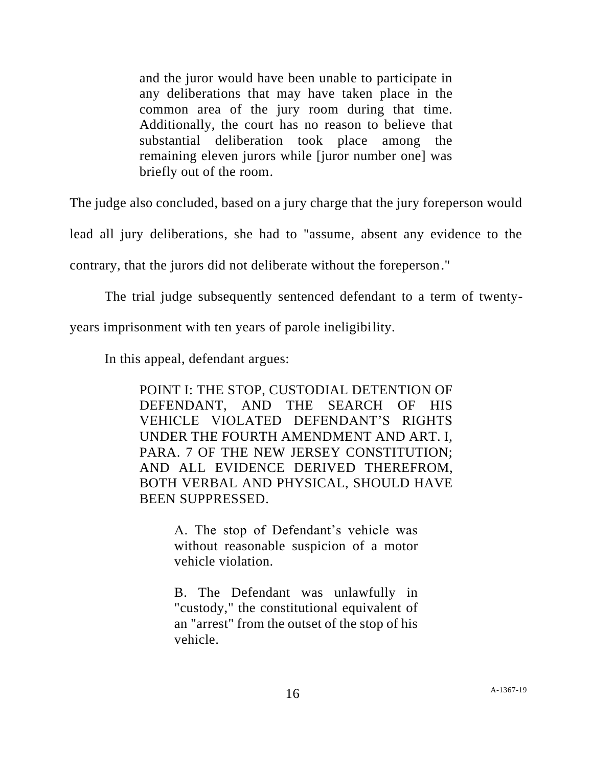> and the juror would have been unable to participate in any deliberations that may have taken place in the common area of the jury room during that time. Additionally, the court has no reason to believe that substantial deliberation took place among the remaining eleven jurors while [juror number one] was briefly out of the room.

The judge also concluded, based on a jury charge that the jury foreperson would lead all jury deliberations, she had to "assume, absent any evidence to the contrary, that the jurors did not deliberate without the foreperson."

The trial judge subsequently sentenced defendant to a term of twenty-years imprisonment with ten years of parole ineligibility.

In this appeal, defendant argues:

> POINT I: THE STOP, CUSTODIAL DETENTION OF DEFENDANT, AND THE SEARCH OF HIS VEHICLE VIOLATED DEFENDANT'S RIGHTS UNDER THE FOURTH AMENDMENT AND ART. I, PARA. 7 OF THE NEW JERSEY CONSTITUTION; AND ALL EVIDENCE DERIVED THEREFROM, BOTH VERBAL AND PHYSICAL, SHOULD HAVE BEEN SUPPRESSED.
>
> > A. The stop of Defendant's vehicle was without reasonable suspicion of a motor vehicle violation.
> >
> > B. The Defendant was unlawfully in "custody," the constitutional equivalent of an "arrest" from the outset of the stop of his vehicle.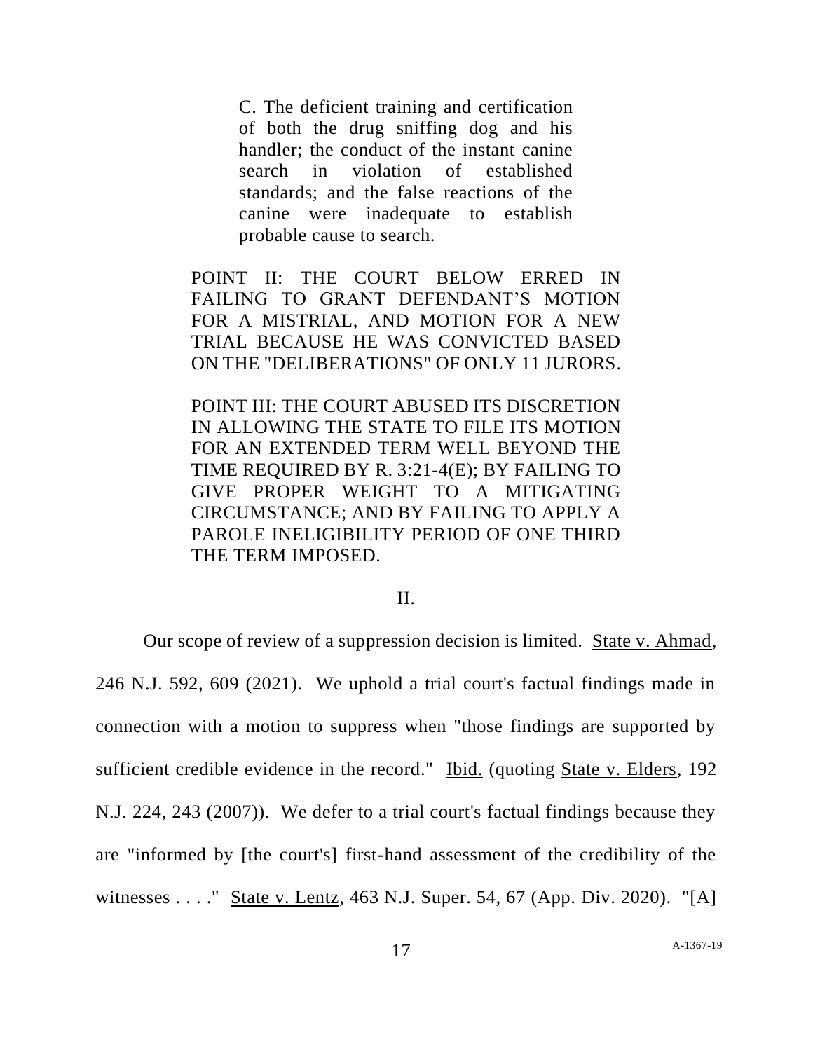> C. The deficient training and certification of both the drug sniffing dog and his handler; the conduct of the instant canine search in violation of established standards; and the false reactions of the canine were inadequate to establish probable cause to search.

> POINT II: THE COURT BELOW ERRED IN FAILING TO GRANT DEFENDANT'S MOTION FOR A MISTRIAL, AND MOTION FOR A NEW TRIAL BECAUSE HE WAS CONVICTED BASED ON THE "DELIBERATIONS" OF ONLY 11 JURORS.

> POINT III: THE COURT ABUSED ITS DISCRETION IN ALLOWING THE STATE TO FILE ITS MOTION FOR AN EXTENDED TERM WELL BEYOND THE TIME REQUIRED BY R. 3:21-4(E); BY FAILING TO GIVE PROPER WEIGHT TO A MITIGATING CIRCUMSTANCE; AND BY FAILING TO APPLY A PAROLE INELIGIBILITY PERIOD OF ONE THIRD THE TERM IMPOSED.

## II.

Our scope of review of a suppression decision is limited. State v. Ahmad, 246 N.J. 592, 609 (2021). We uphold a trial court's factual findings made in connection with a motion to suppress when "those findings are supported by sufficient credible evidence in the record." Ibid. (quoting State v. Elders, 192 N.J. 224, 243 (2007)). We defer to a trial court's factual findings because they are "informed by [the court's] first-hand assessment of the credibility of the witnesses . . . ." State v. Lentz, 463 N.J. Super. 54, 67 (App. Div. 2020). "[A]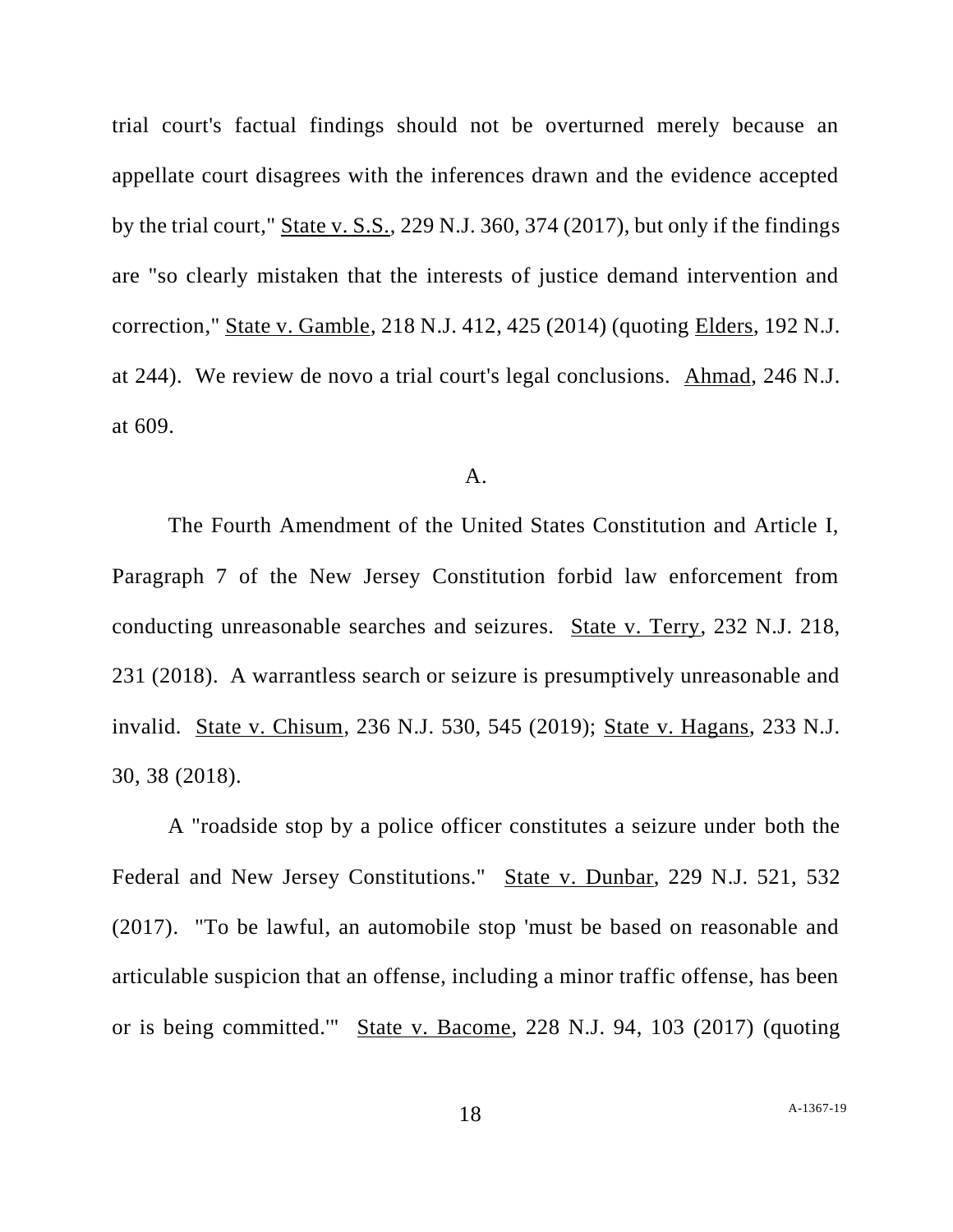trial court's factual findings should not be overturned merely because an appellate court disagrees with the inferences drawn and the evidence accepted by the trial court," State v. S.S., 229 N.J. 360, 374 (2017), but only if the findings are "so clearly mistaken that the interests of justice demand intervention and correction," State v. Gamble, 218 N.J. 412, 425 (2014) (quoting Elders, 192 N.J. at 244). We review de novo a trial court's legal conclusions. Ahmad, 246 N.J. at 609.

A.

The Fourth Amendment of the United States Constitution and Article I, Paragraph 7 of the New Jersey Constitution forbid law enforcement from conducting unreasonable searches and seizures. State v. Terry, 232 N.J. 218, 231 (2018). A warrantless search or seizure is presumptively unreasonable and invalid. State v. Chisum, 236 N.J. 530, 545 (2019); State v. Hagans, 233 N.J. 30, 38 (2018).

A "roadside stop by a police officer constitutes a seizure under both the Federal and New Jersey Constitutions." State v. Dunbar, 229 N.J. 521, 532 (2017). "To be lawful, an automobile stop 'must be based on reasonable and articulable suspicion that an offense, including a minor traffic offense, has been or is being committed.'" State v. Bacome, 228 N.J. 94, 103 (2017) (quoting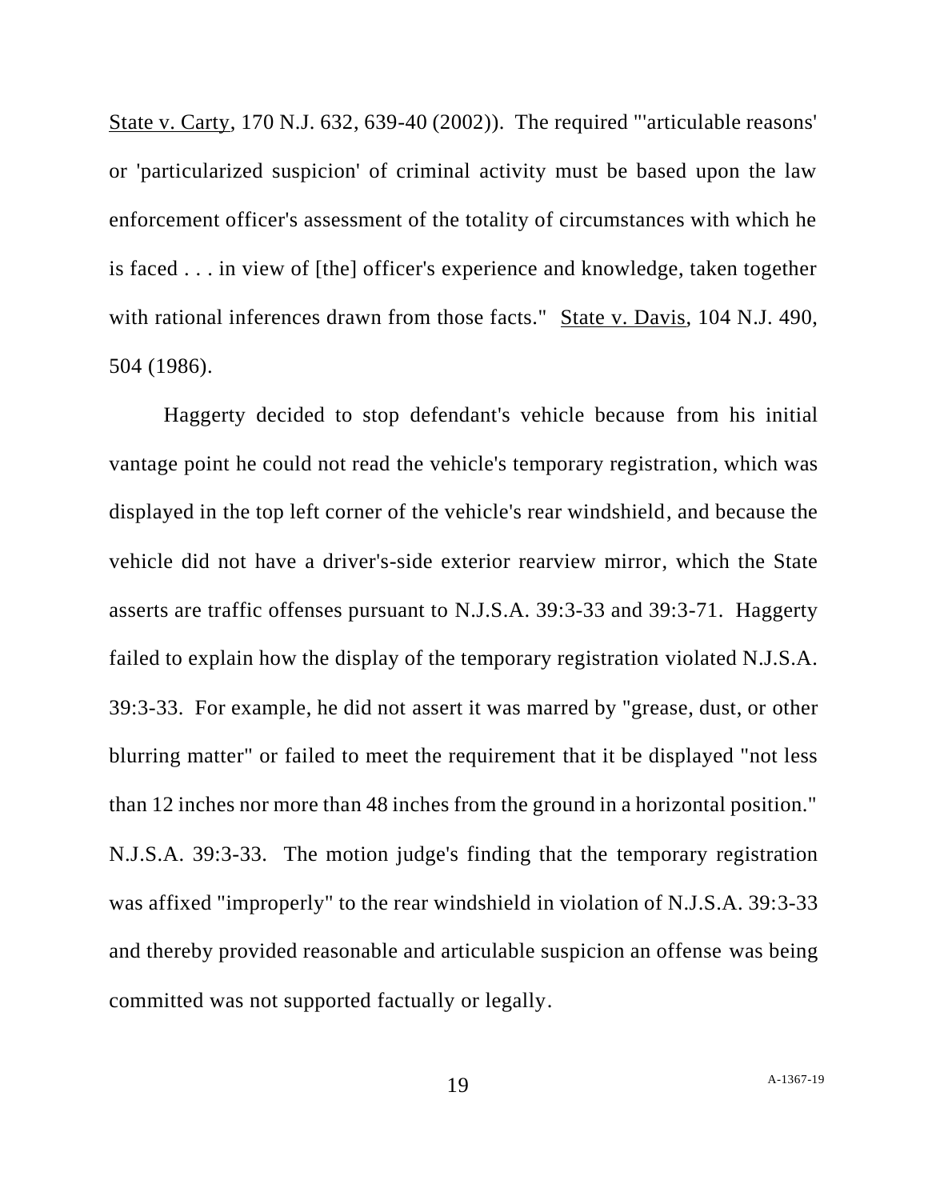State v. Carty, 170 N.J. 632, 639-40 (2002)). The required "'articulable reasons' or 'particularized suspicion' of criminal activity must be based upon the law enforcement officer's assessment of the totality of circumstances with which he is faced . . . in view of [the] officer's experience and knowledge, taken together with rational inferences drawn from those facts." State v. Davis, 104 N.J. 490, 504 (1986).

Haggerty decided to stop defendant's vehicle because from his initial vantage point he could not read the vehicle's temporary registration, which was displayed in the top left corner of the vehicle's rear windshield, and because the vehicle did not have a driver's-side exterior rearview mirror, which the State asserts are traffic offenses pursuant to N.J.S.A. 39:3-33 and 39:3-71. Haggerty failed to explain how the display of the temporary registration violated N.J.S.A. 39:3-33. For example, he did not assert it was marred by "grease, dust, or other blurring matter" or failed to meet the requirement that it be displayed "not less than 12 inches nor more than 48 inches from the ground in a horizontal position." N.J.S.A. 39:3-33. The motion judge's finding that the temporary registration was affixed "improperly" to the rear windshield in violation of N.J.S.A. 39:3-33 and thereby provided reasonable and articulable suspicion an offense was being committed was not supported factually or legally.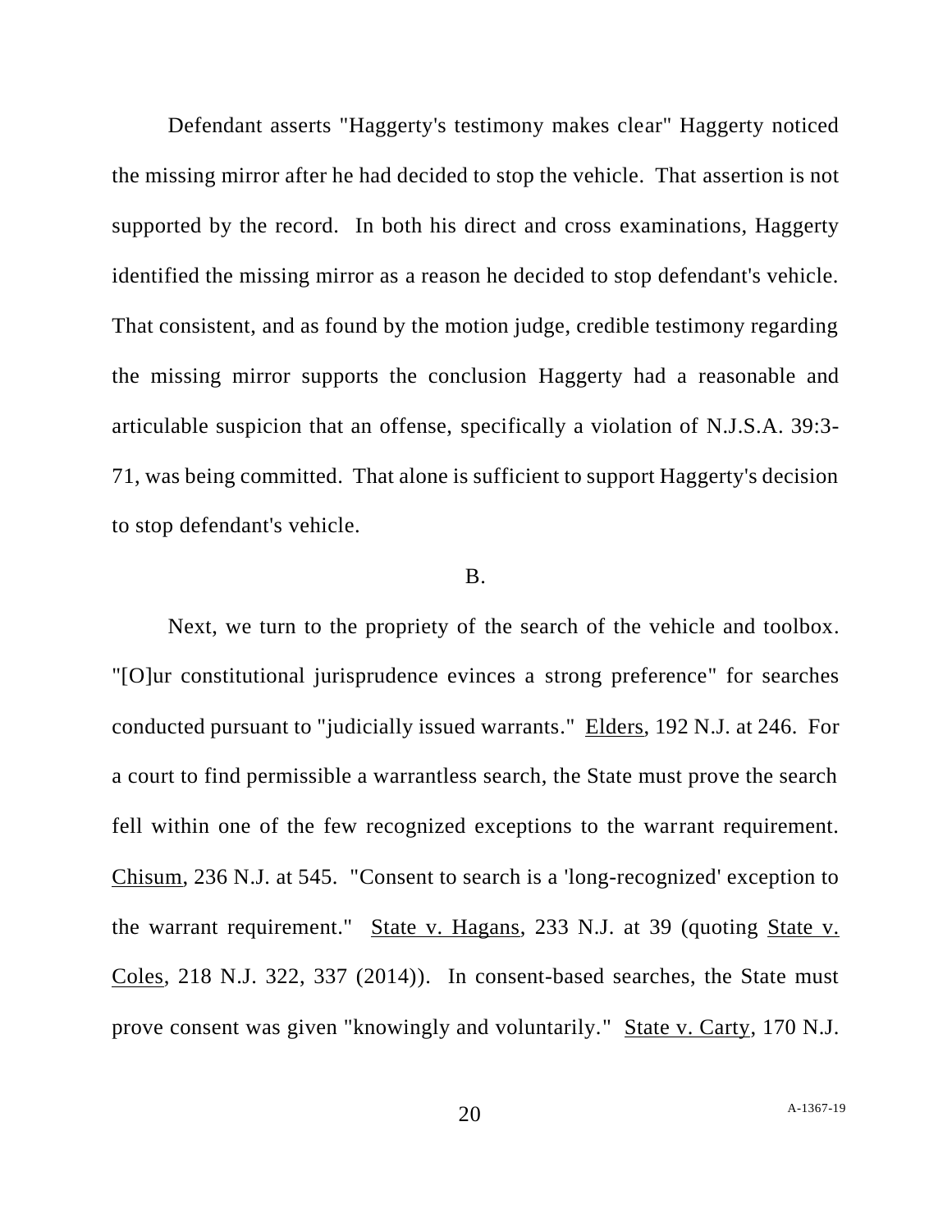Defendant asserts "Haggerty's testimony makes clear" Haggerty noticed the missing mirror after he had decided to stop the vehicle. That assertion is not supported by the record. In both his direct and cross examinations, Haggerty identified the missing mirror as a reason he decided to stop defendant's vehicle. That consistent, and as found by the motion judge, credible testimony regarding the missing mirror supports the conclusion Haggerty had a reasonable and articulable suspicion that an offense, specifically a violation of N.J.S.A. 39:3-71, was being committed. That alone is sufficient to support Haggerty's decision to stop defendant's vehicle.

B.

Next, we turn to the propriety of the search of the vehicle and toolbox. "[O]ur constitutional jurisprudence evinces a strong preference" for searches conducted pursuant to "judicially issued warrants." Elders, 192 N.J. at 246. For a court to find permissible a warrantless search, the State must prove the search fell within one of the few recognized exceptions to the warrant requirement. Chisum, 236 N.J. at 545. "Consent to search is a 'long-recognized' exception to the warrant requirement." State v. Hagans, 233 N.J. at 39 (quoting State v. Coles, 218 N.J. 322, 337 (2014)). In consent-based searches, the State must prove consent was given "knowingly and voluntarily." State v. Carty, 170 N.J.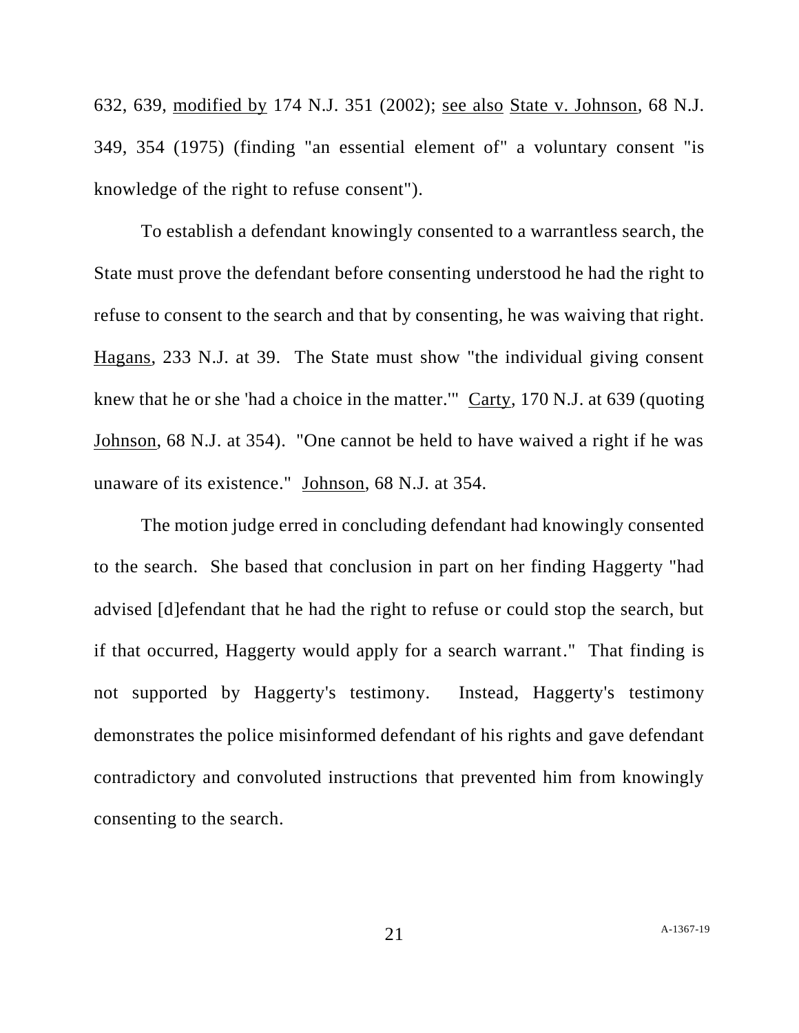632, 639, modified by 174 N.J. 351 (2002); see also State v. Johnson, 68 N.J. 349, 354 (1975) (finding "an essential element of" a voluntary consent "is knowledge of the right to refuse consent").

To establish a defendant knowingly consented to a warrantless search, the State must prove the defendant before consenting understood he had the right to refuse to consent to the search and that by consenting, he was waiving that right. Hagans, 233 N.J. at 39. The State must show "the individual giving consent knew that he or she 'had a choice in the matter.'" Carty, 170 N.J. at 639 (quoting Johnson, 68 N.J. at 354). "One cannot be held to have waived a right if he was unaware of its existence." Johnson, 68 N.J. at 354.

The motion judge erred in concluding defendant had knowingly consented to the search. She based that conclusion in part on her finding Haggerty "had advised [d]efendant that he had the right to refuse or could stop the search, but if that occurred, Haggerty would apply for a search warrant." That finding is not supported by Haggerty's testimony. Instead, Haggerty's testimony demonstrates the police misinformed defendant of his rights and gave defendant contradictory and convoluted instructions that prevented him from knowingly consenting to the search.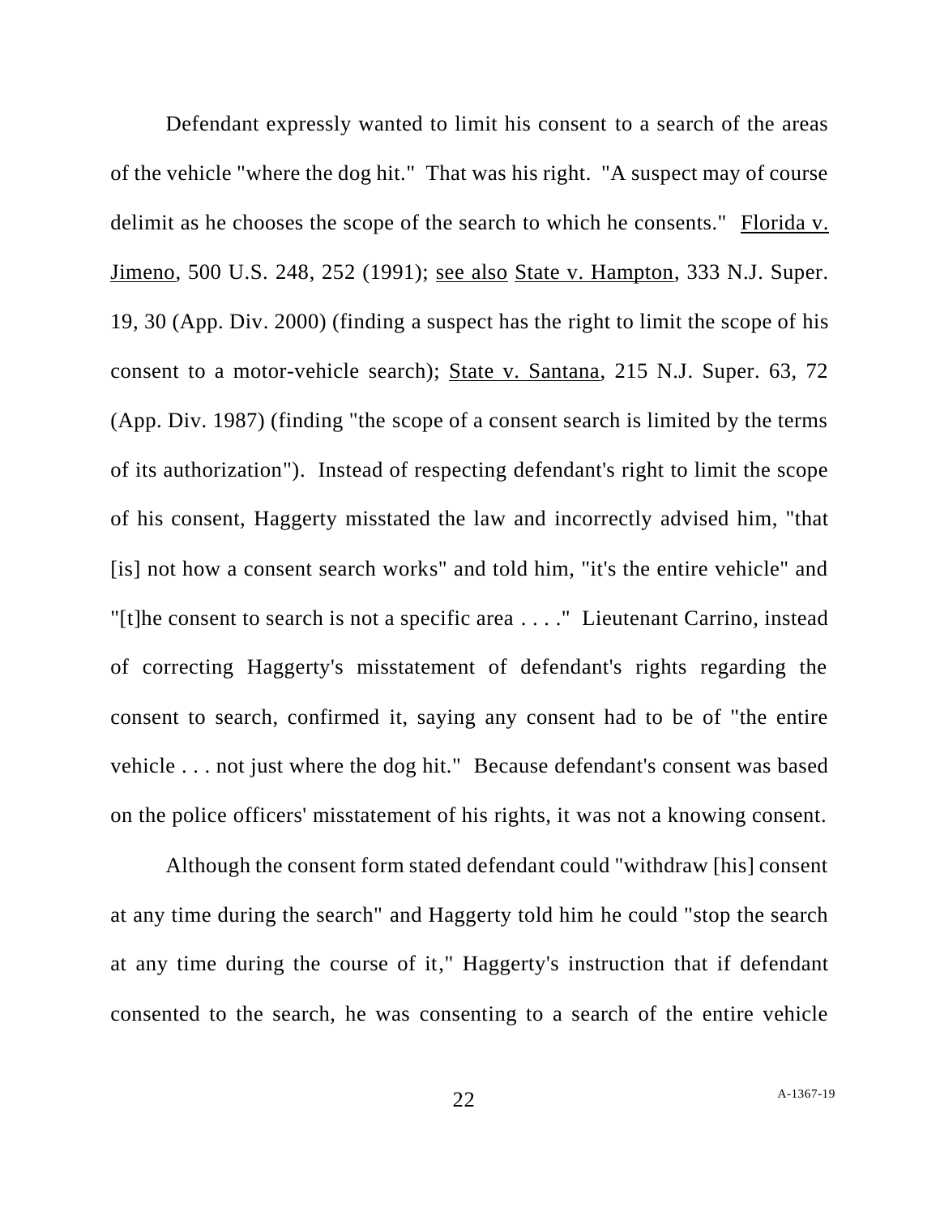Defendant expressly wanted to limit his consent to a search of the areas of the vehicle "where the dog hit." That was his right. "A suspect may of course delimit as he chooses the scope of the search to which he consents." Florida v. Jimeno, 500 U.S. 248, 252 (1991); see also State v. Hampton, 333 N.J. Super. 19, 30 (App. Div. 2000) (finding a suspect has the right to limit the scope of his consent to a motor-vehicle search); State v. Santana, 215 N.J. Super. 63, 72 (App. Div. 1987) (finding "the scope of a consent search is limited by the terms of its authorization"). Instead of respecting defendant's right to limit the scope of his consent, Haggerty misstated the law and incorrectly advised him, "that [is] not how a consent search works" and told him, "it's the entire vehicle" and "[t]he consent to search is not a specific area . . . ." Lieutenant Carrino, instead of correcting Haggerty's misstatement of defendant's rights regarding the consent to search, confirmed it, saying any consent had to be of "the entire vehicle . . . not just where the dog hit." Because defendant's consent was based on the police officers' misstatement of his rights, it was not a knowing consent.

Although the consent form stated defendant could "withdraw [his] consent at any time during the search" and Haggerty told him he could "stop the search at any time during the course of it," Haggerty's instruction that if defendant consented to the search, he was consenting to a search of the entire vehicle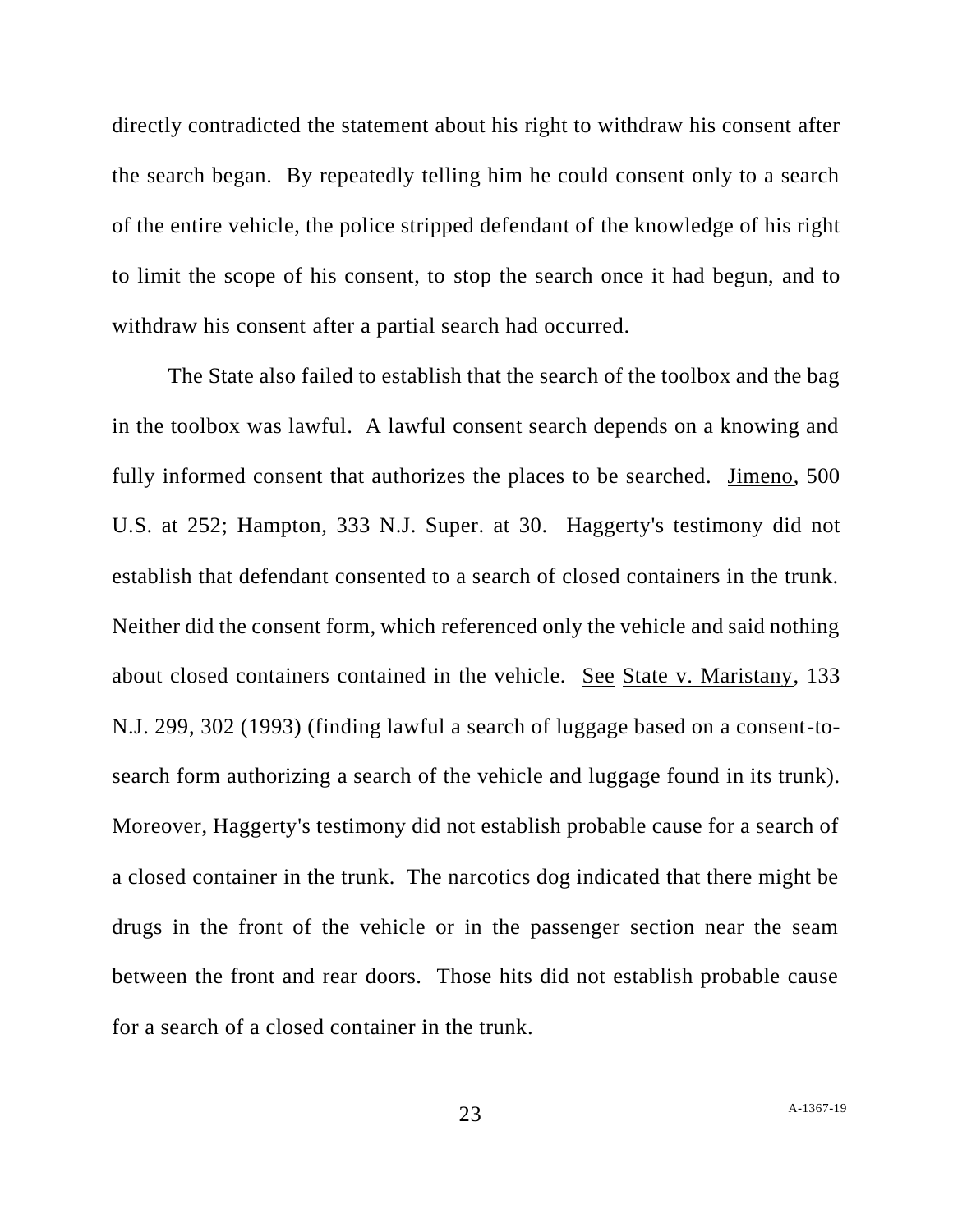directly contradicted the statement about his right to withdraw his consent after the search began. By repeatedly telling him he could consent only to a search of the entire vehicle, the police stripped defendant of the knowledge of his right to limit the scope of his consent, to stop the search once it had begun, and to withdraw his consent after a partial search had occurred.

The State also failed to establish that the search of the toolbox and the bag in the toolbox was lawful. A lawful consent search depends on a knowing and fully informed consent that authorizes the places to be searched. Jimeno, 500 U.S. at 252; Hampton, 333 N.J. Super. at 30. Haggerty's testimony did not establish that defendant consented to a search of closed containers in the trunk. Neither did the consent form, which referenced only the vehicle and said nothing about closed containers contained in the vehicle. See State v. Maristany, 133 N.J. 299, 302 (1993) (finding lawful a search of luggage based on a consent-to-search form authorizing a search of the vehicle and luggage found in its trunk). Moreover, Haggerty's testimony did not establish probable cause for a search of a closed container in the trunk. The narcotics dog indicated that there might be drugs in the front of the vehicle or in the passenger section near the seam between the front and rear doors. Those hits did not establish probable cause for a search of a closed container in the trunk.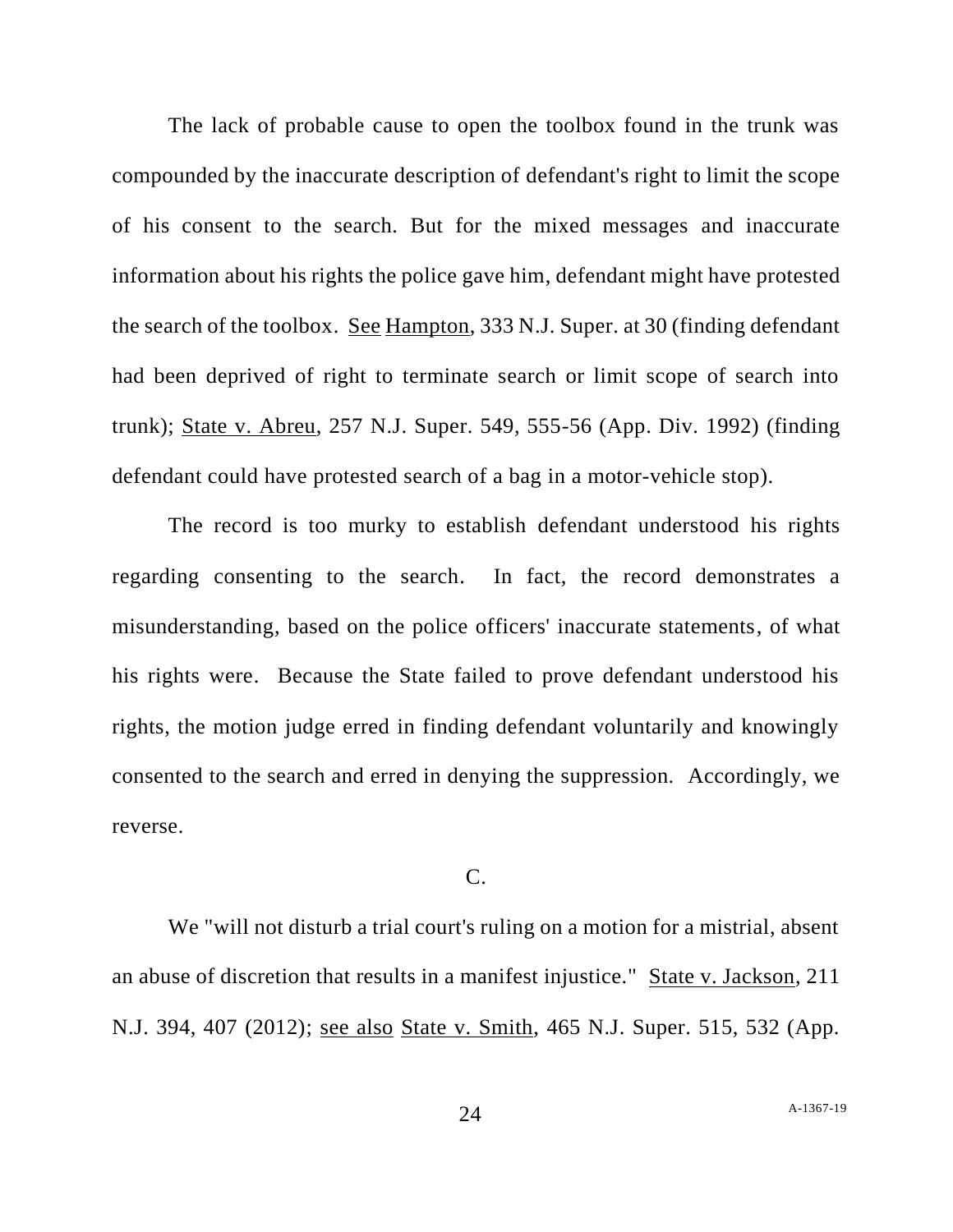The lack of probable cause to open the toolbox found in the trunk was compounded by the inaccurate description of defendant's right to limit the scope of his consent to the search. But for the mixed messages and inaccurate information about his rights the police gave him, defendant might have protested the search of the toolbox. See Hampton, 333 N.J. Super. at 30 (finding defendant had been deprived of right to terminate search or limit scope of search into trunk); State v. Abreu, 257 N.J. Super. 549, 555-56 (App. Div. 1992) (finding defendant could have protested search of a bag in a motor-vehicle stop).

The record is too murky to establish defendant understood his rights regarding consenting to the search. In fact, the record demonstrates a misunderstanding, based on the police officers' inaccurate statements, of what his rights were. Because the State failed to prove defendant understood his rights, the motion judge erred in finding defendant voluntarily and knowingly consented to the search and erred in denying the suppression. Accordingly, we reverse.

C.

We "will not disturb a trial court's ruling on a motion for a mistrial, absent an abuse of discretion that results in a manifest injustice." State v. Jackson, 211 N.J. 394, 407 (2012); see also State v. Smith, 465 N.J. Super. 515, 532 (App.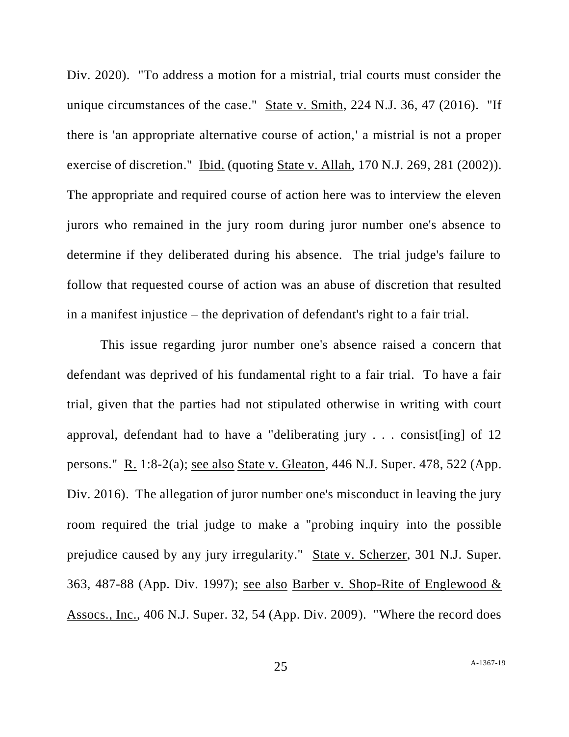Div. 2020). "To address a motion for a mistrial, trial courts must consider the unique circumstances of the case." State v. Smith, 224 N.J. 36, 47 (2016). "If there is 'an appropriate alternative course of action,' a mistrial is not a proper exercise of discretion." Ibid. (quoting State v. Allah, 170 N.J. 269, 281 (2002)). The appropriate and required course of action here was to interview the eleven jurors who remained in the jury room during juror number one's absence to determine if they deliberated during his absence. The trial judge's failure to follow that requested course of action was an abuse of discretion that resulted in a manifest injustice – the deprivation of defendant's right to a fair trial.

This issue regarding juror number one's absence raised a concern that defendant was deprived of his fundamental right to a fair trial. To have a fair trial, given that the parties had not stipulated otherwise in writing with court approval, defendant had to have a "deliberating jury . . . consist[ing] of 12 persons." R. 1:8-2(a); see also State v. Gleaton, 446 N.J. Super. 478, 522 (App. Div. 2016). The allegation of juror number one's misconduct in leaving the jury room required the trial judge to make a "probing inquiry into the possible prejudice caused by any jury irregularity." State v. Scherzer, 301 N.J. Super. 363, 487-88 (App. Div. 1997); see also Barber v. Shop-Rite of Englewood & Assocs., Inc., 406 N.J. Super. 32, 54 (App. Div. 2009). "Where the record does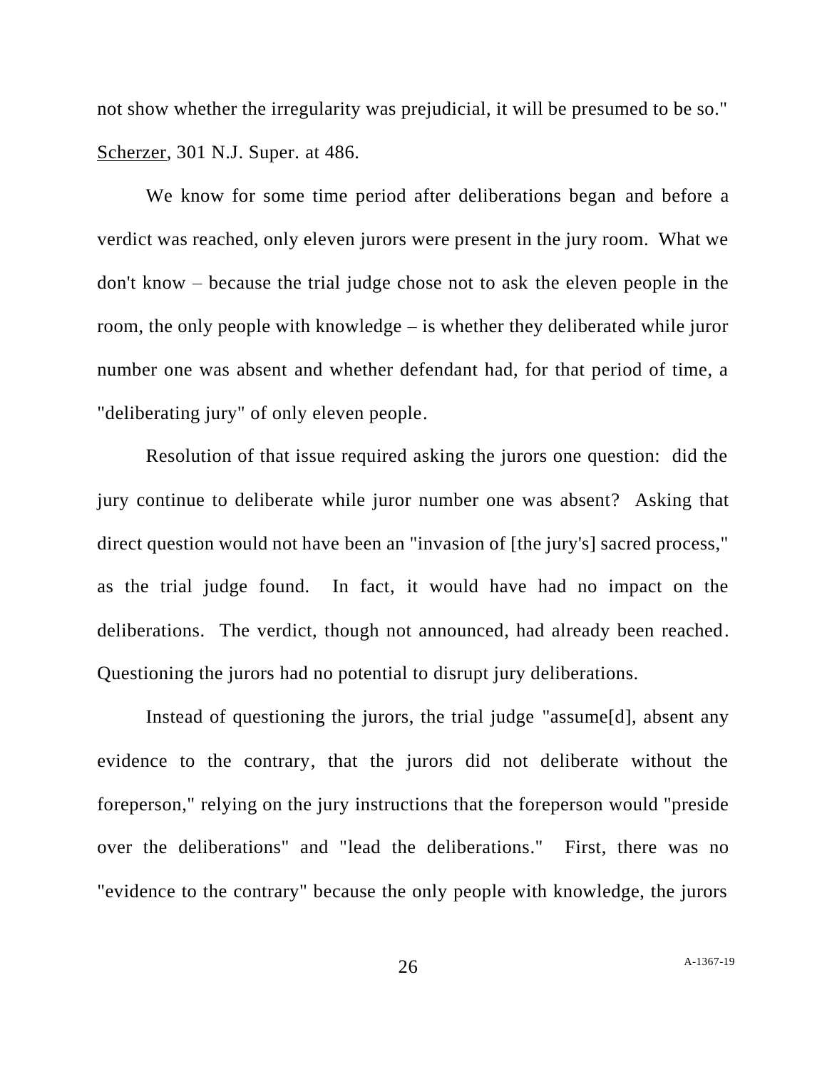not show whether the irregularity was prejudicial, it will be presumed to be so." Scherzer, 301 N.J. Super. at 486.

We know for some time period after deliberations began and before a verdict was reached, only eleven jurors were present in the jury room. What we don't know – because the trial judge chose not to ask the eleven people in the room, the only people with knowledge – is whether they deliberated while juror number one was absent and whether defendant had, for that period of time, a "deliberating jury" of only eleven people.

Resolution of that issue required asking the jurors one question: did the jury continue to deliberate while juror number one was absent? Asking that direct question would not have been an "invasion of [the jury's] sacred process," as the trial judge found. In fact, it would have had no impact on the deliberations. The verdict, though not announced, had already been reached. Questioning the jurors had no potential to disrupt jury deliberations.

Instead of questioning the jurors, the trial judge "assume[d], absent any evidence to the contrary, that the jurors did not deliberate without the foreperson," relying on the jury instructions that the foreperson would "preside over the deliberations" and "lead the deliberations." First, there was no "evidence to the contrary" because the only people with knowledge, the jurors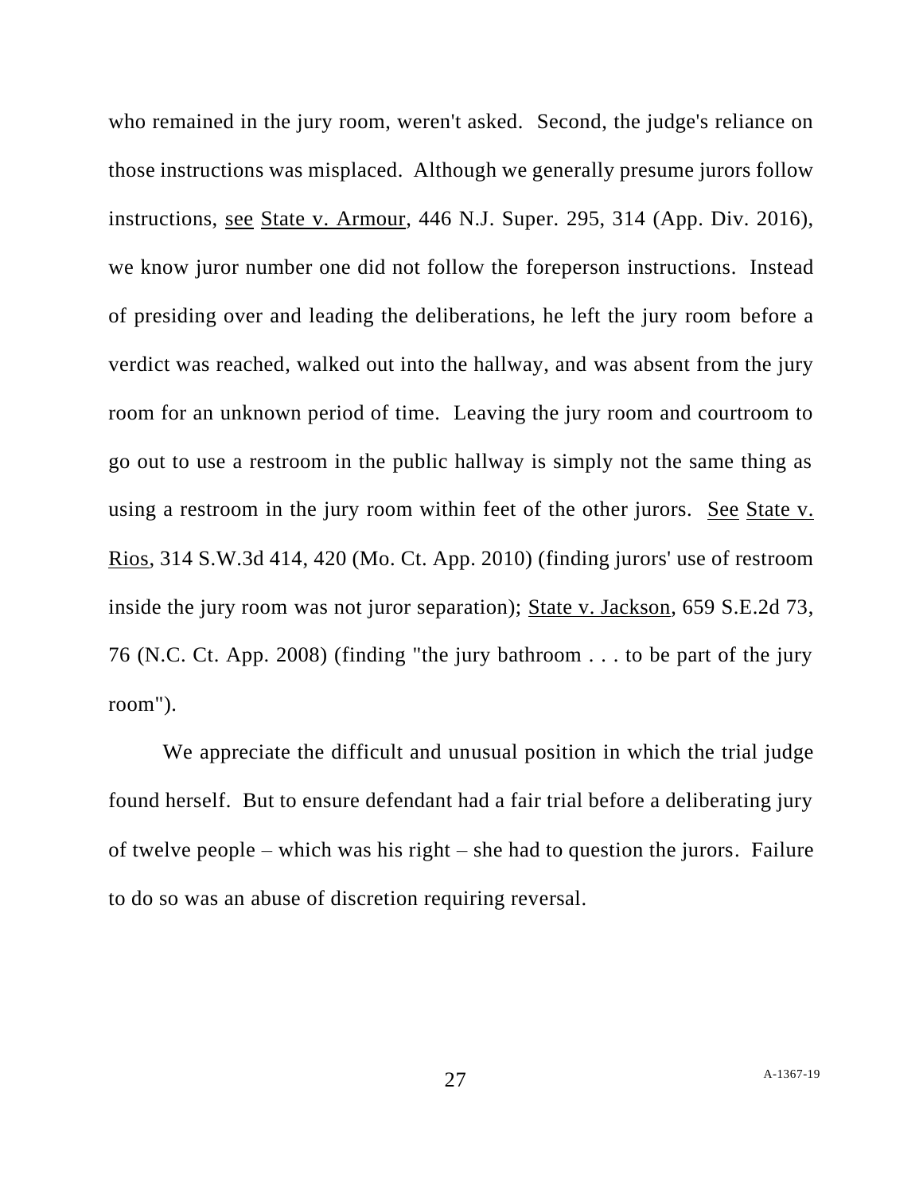who remained in the jury room, weren't asked. Second, the judge's reliance on those instructions was misplaced. Although we generally presume jurors follow instructions, see State v. Armour, 446 N.J. Super. 295, 314 (App. Div. 2016), we know juror number one did not follow the foreperson instructions. Instead of presiding over and leading the deliberations, he left the jury room before a verdict was reached, walked out into the hallway, and was absent from the jury room for an unknown period of time. Leaving the jury room and courtroom to go out to use a restroom in the public hallway is simply not the same thing as using a restroom in the jury room within feet of the other jurors. See State v. Rios, 314 S.W.3d 414, 420 (Mo. Ct. App. 2010) (finding jurors' use of restroom inside the jury room was not juror separation); State v. Jackson, 659 S.E.2d 73, 76 (N.C. Ct. App. 2008) (finding "the jury bathroom . . . to be part of the jury room").

We appreciate the difficult and unusual position in which the trial judge found herself. But to ensure defendant had a fair trial before a deliberating jury of twelve people – which was his right – she had to question the jurors. Failure to do so was an abuse of discretion requiring reversal.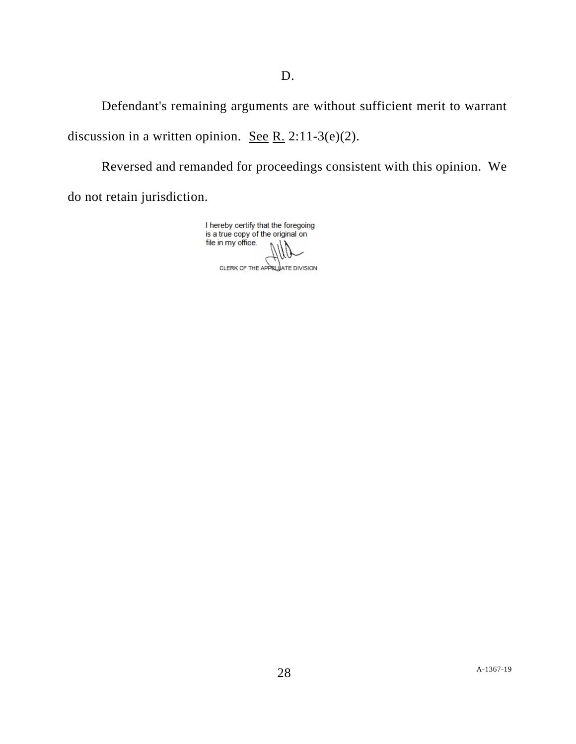D.

Defendant's remaining arguments are without sufficient merit to warrant discussion in a written opinion. See R. 2:11-3(e)(2).

Reversed and remanded for proceedings consistent with this opinion. We do not retain jurisdiction.

I hereby certify that the foregoing is a true copy of the original on file in my office.

CLERK OF THE APPELLATE DIVISION